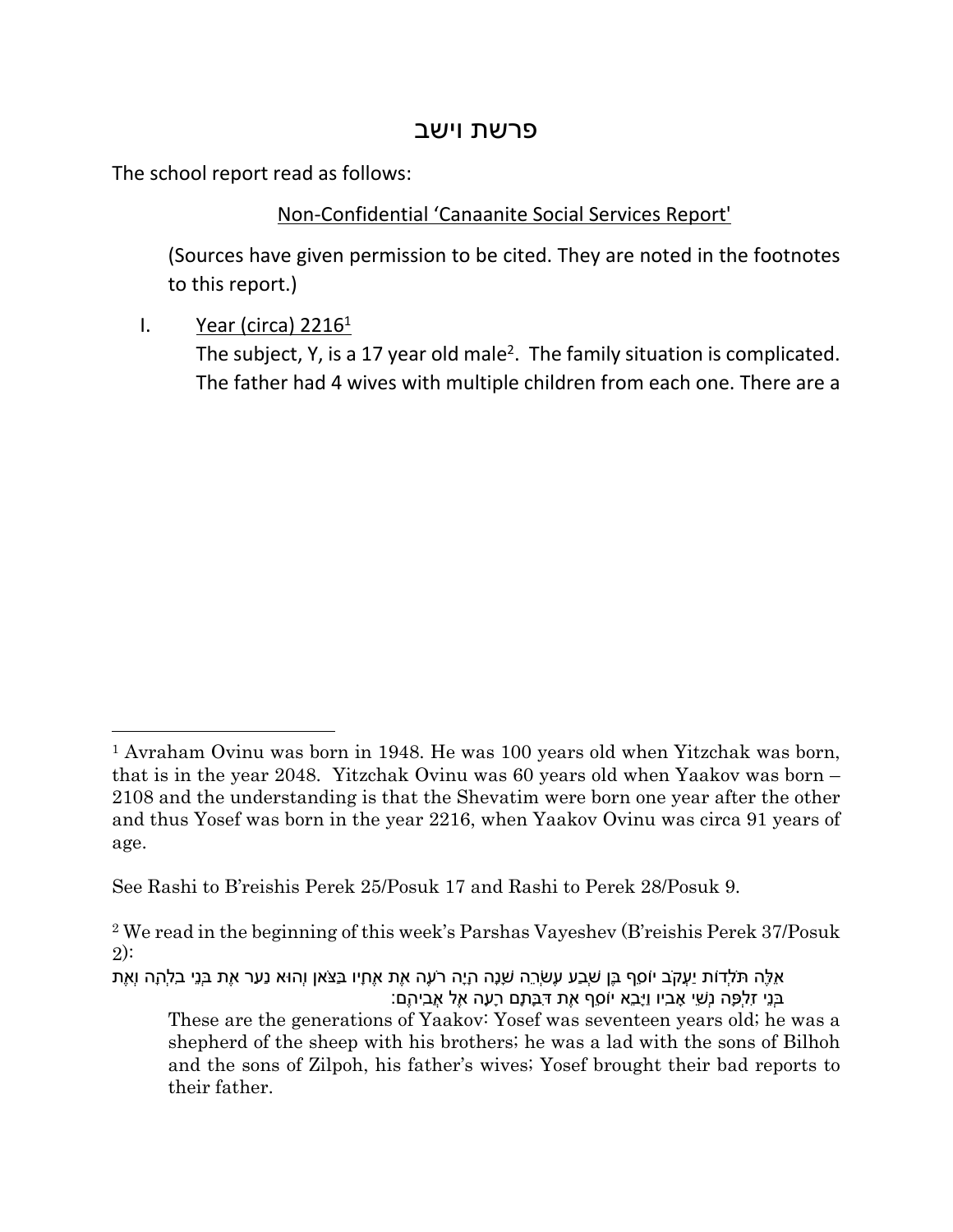# פרשת וישב

The school report read as follows:

<u>Non-Confidential 'Canaanite Social Services Report'</u>

(Sources have given permission to be cited. They are noted in the footnotes to this report.)

I. <u>Year (circa) 2216[1]</u>
The subject, Y, is a 17 year old male[2]. The family situation is complicated. The father had 4 wives with multiple children from each one. There are a

---

[1] Avraham Ovinu was born in 1948. He was 100 years old when Yitzchak was born, that is in the year 2048. Yitzchak Ovinu was 60 years old when Yaakov was born – 2108 and the understanding is that the Shevatim were born one year after the other and thus Yosef was born in the year 2216, when Yaakov Ovinu was circa 91 years of age.

See Rashi to B'reishis Perek 25/Posuk 17 and Rashi to Perek 28/Posuk 9.

[2] We read in the beginning of this week's Parshas Vayeshev (B'reishis Perek 37/Posuk 2):

אֵלֶּה תֹּלְדוֹת יַעֲקֹב יוֹסֵף בֶּן שְׁבַע עֶשְׂרֵה שָׁנָה הָיָה רֹעֶה אֶת אֶחָיו בַּצֹּאן וְהוּא נַעַר אֶת בְּנֵי בִלְהָה וְאֶת בְּנֵי זִלְפָּה נְשֵׁי אָבִיו וַיָּבֵא יוֹסֵף אֶת דִּבָּתָם רָעָה אֶל אֲבִיהֶם:

These are the generations of Yaakov: Yosef was seventeen years old; he was a shepherd of the sheep with his brothers; he was a lad with the sons of Bilhoh and the sons of Zilpoh, his father's wives; Yosef brought their bad reports to their father.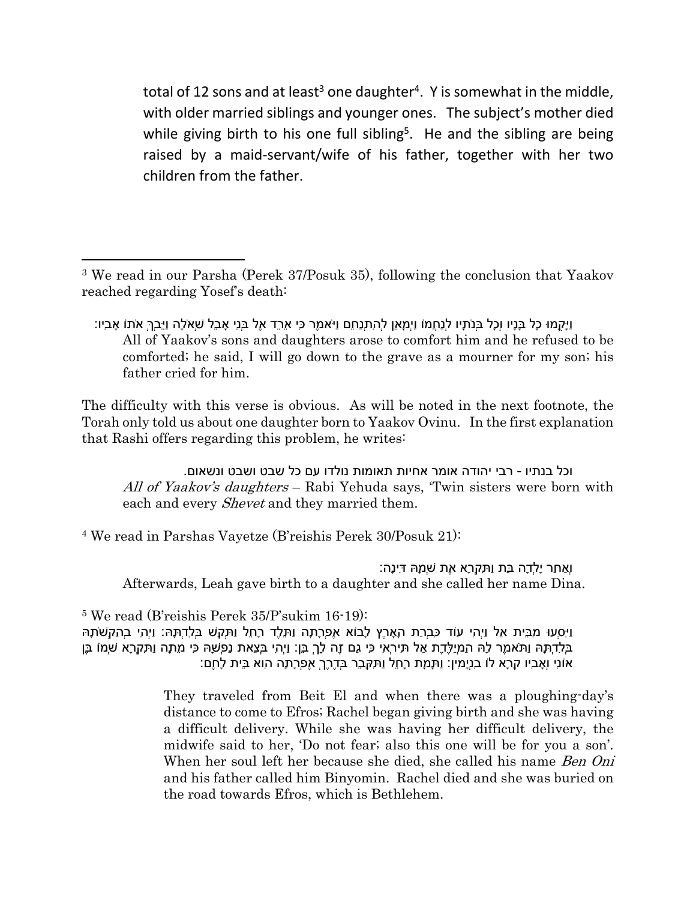total of 12 sons and at least[3] one daughter[4]. Y is somewhat in the middle, with older married siblings and younger ones. The subject's mother died while giving birth to his one full sibling[5]. He and the sibling are being raised by a maid-servant/wife of his father, together with her two children from the father.

---

[3] We read in our Parsha (Perek 37/Posuk 35), following the conclusion that Yaakov reached regarding Yosef's death:

> וַיָּקֻמוּ כָל בָּנָיו וְכָל בְּנֹתָיו לְנַחֲמוֹ וַיְמָאֵן לְהִתְנַחֵם וַיֹּאמֶר כִּי אֵרֵד אֶל בְּנִי אָבֵל שְׁאֹלָה וַיֵּבְךְּ אֹתוֹ אָבִיו:
> All of Yaakov's sons and daughters arose to comfort him and he refused to be comforted; he said, I will go down to the grave as a mourner for my son; his father cried for him.

The difficulty with this verse is obvious. As will be noted in the next footnote, the Torah only told us about one daughter born to Yaakov Ovinu. In the first explanation that Rashi offers regarding this problem, he writes:

> וכל בנתיו - רבי יהודה אומר אחיות תאומות נולדו עם כל שבט ושבט ונשאום.
> *All of Yaakov's daughters* – Rabi Yehuda says, 'Twin sisters were born with each and every *Shevet* and they married them.

[4] We read in Parshas Vayetze (B'reishis Perek 30/Posuk 21):

> וְאַחַר יָלְדָה בַּת וַתִּקְרָא אֶת שְׁמָהּ דִּינָה:
> Afterwards, Leah gave birth to a daughter and she called her name Dina.

[5] We read (B'reishis Perek 35/P'sukim 16-19):

וַיִּסְעוּ מִבֵּית אֵל וַיְהִי עוֹד כִּבְרַת הָאָרֶץ לָבוֹא אֶפְרָתָה וַתֵּלֶד רָחֵל וַתְּקַשׁ בְּלִדְתָּהּ: וַיְהִי בְהַקְשֹׁתָהּ בְּלִדְתָּהּ וַתֹּאמֶר לָהּ הַמְיַלֶּדֶת אַל תִּירְאִי כִּי גַם זֶה לָךְ בֵּן: וַיְהִי בְּצֵאת נַפְשָׁהּ כִּי מֵתָה וַתִּקְרָא שְׁמוֹ בֶּן אוֹנִי וְאָבִיו קָרָא לוֹ בִנְיָמִין: וַתָּמָת רָחֵל וַתִּקָּבֵר בְּדֶרֶךְ אֶפְרָתָה הִוא בֵּית לָחֶם:

> They traveled from Beit El and when there was a ploughing-day's distance to come to Efros; Rachel began giving birth and she was having a difficult delivery. While she was having her difficult delivery, the midwife said to her, 'Do not fear; also this one will be for you a son'. When her soul left her because she died, she called his name *Ben Oni* and his father called him Binyomin. Rachel died and she was buried on the road towards Efros, which is Bethlehem.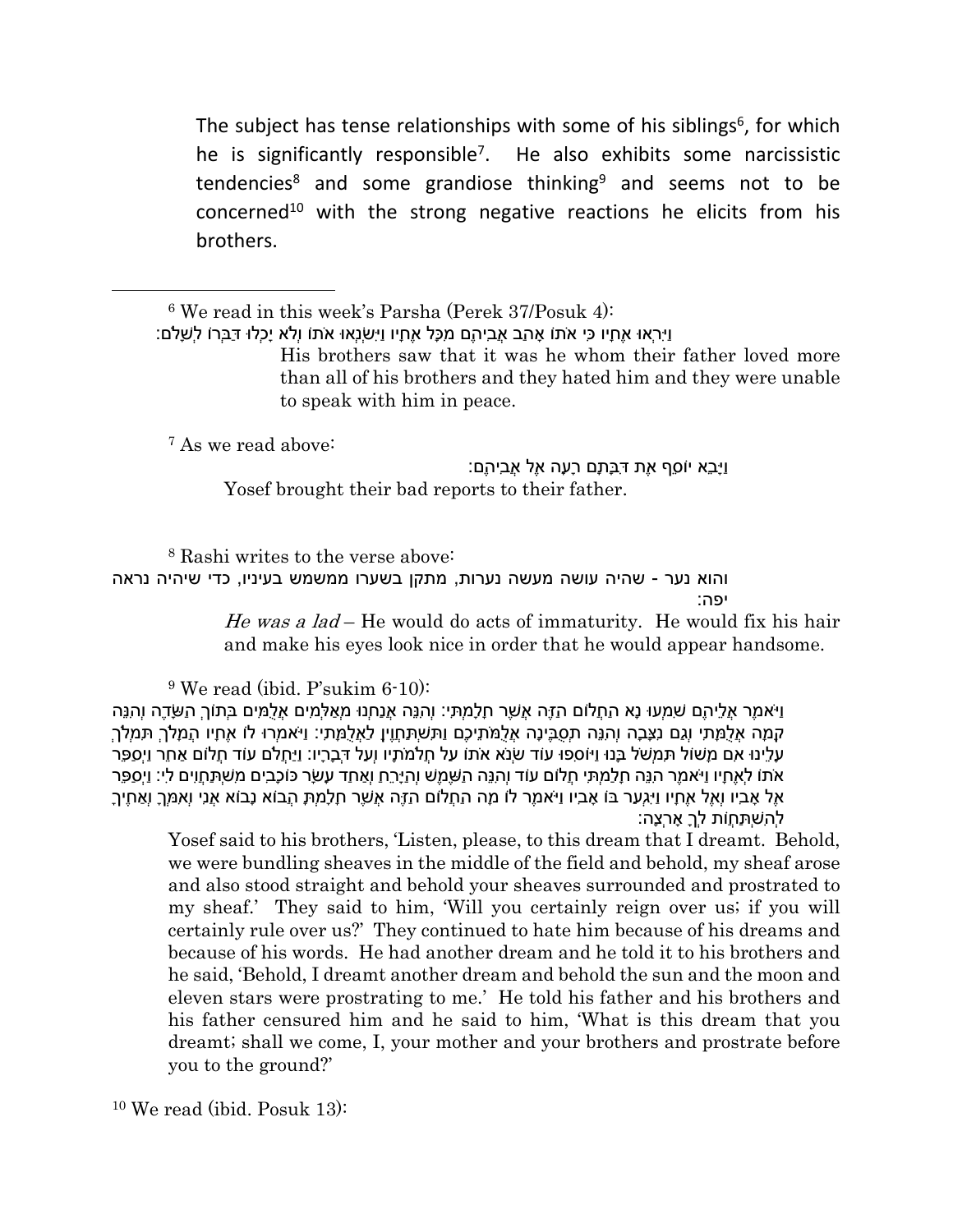The subject has tense relationships with some of his siblings[6], for which he is significantly responsible[7]. He also exhibits some narcissistic tendencies[8] and some grandiose thinking[9] and seems not to be concerned[10] with the strong negative reactions he elicits from his brothers.

---

[6] We read in this week's Parsha (Perek 37/Posuk 4):

וַיִּרְאוּ אֶחָיו כִּי אֹתוֹ אָהַב אֲבִיהֶם מִכָּל אֶחָיו וַיִּשְׂנְאוּ אֹתוֹ וְלֹא יָכְלוּ דַּבְּרוֹ לְשָׁלֹם:

> His brothers saw that it was he whom their father loved more than all of his brothers and they hated him and they were unable to speak with him in peace.

[7] As we read above:

וַיָּבֵא יוֹסֵף אֶת דִּבָּתָם רָעָה אֶל אֲבִיהֶם:

> Yosef brought their bad reports to their father.

[8] Rashi writes to the verse above:

והוא נער - שהיה עושה מעשה נערות, מתקן בשערו ממשמש בעיניו, כדי שיהיה נראה יפה:

> *He was a lad* – He would do acts of immaturity. He would fix his hair and make his eyes look nice in order that he would appear handsome.

[9] We read (ibid. P'sukim 6-10):

וַיֹּאמֶר אֲלֵיהֶם שִׁמְעוּ נָא הַחֲלוֹם הַזֶּה אֲשֶׁר חָלָמְתִּי: וְהִנֵּה אֲנַחְנוּ מְאַלְּמִים אֲלֻמִּים בְּתוֹךְ הַשָּׂדֶה וְהִנֵּה קָמָה אֲלֻמָּתִי וְגַם נִצָּבָה וְהִנֵּה תְסֻבֶּינָה אֲלֻמֹּתֵיכֶם וַתִּשְׁתַּחֲוֶיןָ לַאֲלֻמָּתִי: וַיֹּאמְרוּ לוֹ אֶחָיו הֲמָלֹךְ תִּמְלֹךְ עָלֵינוּ אִם מָשׁוֹל תִּמְשֹׁל בָּנוּ וַיּוֹסִפוּ עוֹד שְׂנֹא אֹתוֹ עַל חֲלֹמֹתָיו וְעַל דְּבָרָיו: וַיַּחֲלֹם עוֹד חֲלוֹם אַחֵר וַיְסַפֵּר אֹתוֹ לְאֶחָיו וַיֹּאמֶר הִנֵּה חָלַמְתִּי חֲלוֹם עוֹד וְהִנֵּה הַשֶּׁמֶשׁ וְהַיָּרֵחַ וְאַחַד עָשָׂר כּוֹכָבִים מִשְׁתַּחֲוִים לִי: וַיְסַפֵּר אֶל אָבִיו וְאֶל אֶחָיו וַיִּגְעַר בּוֹ אָבִיו וַיֹּאמֶר לוֹ מָה הַחֲלוֹם הַזֶּה אֲשֶׁר חָלָמְתָּ הֲבוֹא נָבוֹא אֲנִי וְאִמְּךָ וְאַחֶיךָ לְהִשְׁתַּחֲוֹת לְךָ אָרְצָה:

> Yosef said to his brothers, 'Listen, please, to this dream that I dreamt. Behold, we were bundling sheaves in the middle of the field and behold, my sheaf arose and also stood straight and behold your sheaves surrounded and prostrated to my sheaf.' They said to him, 'Will you certainly reign over us; if you will certainly rule over us?' They continued to hate him because of his dreams and because of his words. He had another dream and he told it to his brothers and he said, 'Behold, I dreamt another dream and behold the sun and the moon and eleven stars were prostrating to me.' He told his father and his brothers and his father censured him and he said to him, 'What is this dream that you dreamt; shall we come, I, your mother and your brothers and prostrate before you to the ground?'

[10] We read (ibid. Posuk 13):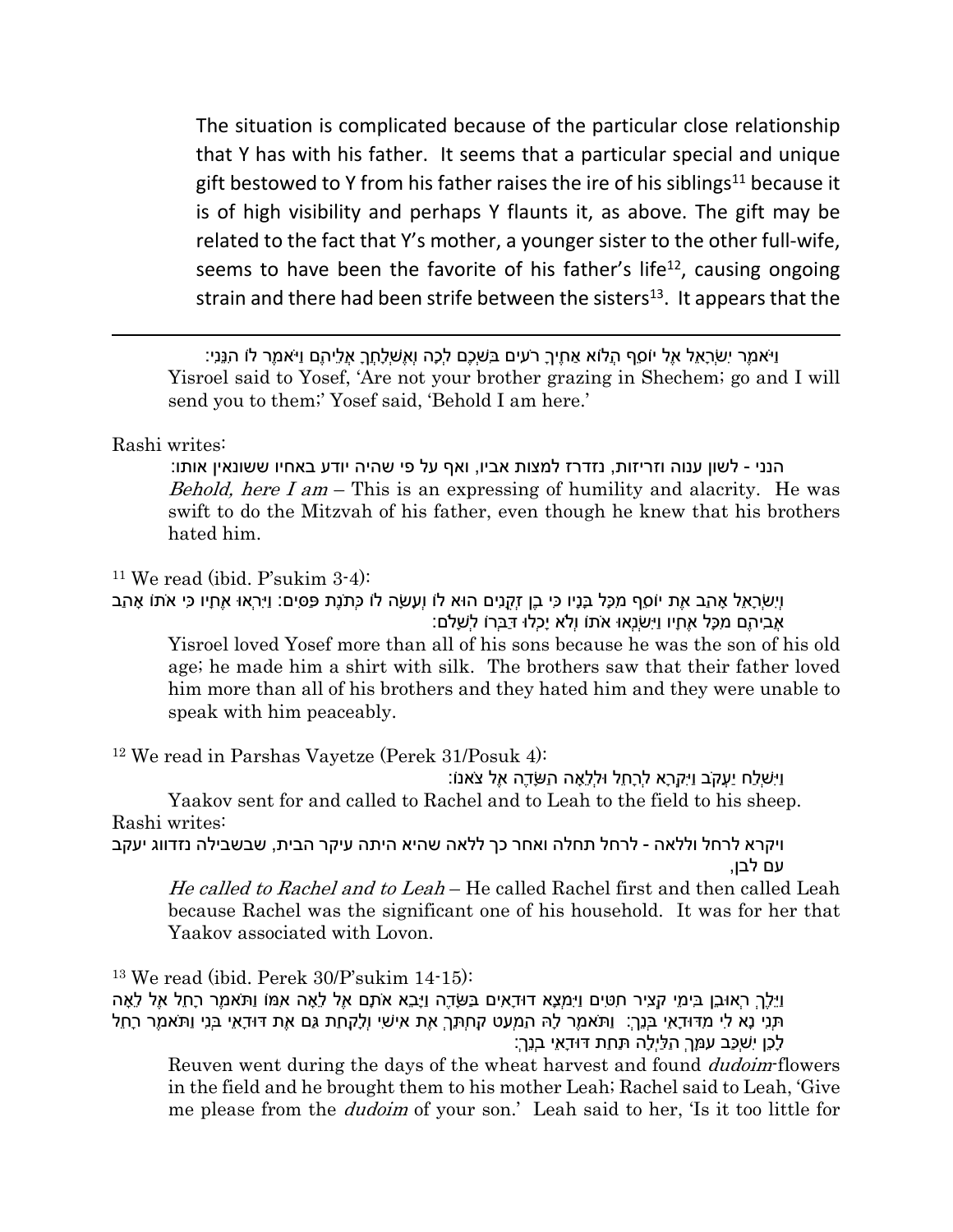The situation is complicated because of the particular close relationship that Y has with his father. It seems that a particular special and unique gift bestowed to Y from his father raises the ire of his siblings[11] because it is of high visibility and perhaps Y flaunts it, as above. The gift may be related to the fact that Y's mother, a younger sister to the other full-wife, seems to have been the favorite of his father's life[12], causing ongoing strain and there had been strife between the sisters[13]. It appears that the

---

וַיֹּאמֶר יִשְׂרָאֵל אֶל יוֹסֵף הֲלוֹא אַחֶיךָ רֹעִים בִּשְׁכֶם לְכָה וְאֶשְׁלָחֲךָ אֲלֵיהֶם וַיֹּאמֶר לוֹ הִנֵּנִי:

Yisroel said to Yosef, 'Are not your brother grazing in Shechem; go and I will send you to them;' Yosef said, 'Behold I am here.'

Rashi writes:

הנני - לשון ענוה וזריזות, נזדרז למצות אביו, ואף על פי שהיה יודע באחיו ששונאין אותו:

*Behold, here I am* – This is an expressing of humility and alacrity. He was swift to do the Mitzvah of his father, even though he knew that his brothers hated him.

[11] We read (ibid. P'sukim 3-4):

וְיִשְׂרָאֵל אָהַב אֶת יוֹסֵף מִכָּל בָּנָיו כִּי בֶן זְקֻנִים הוּא לוֹ וְעָשָׂה לוֹ כְּתֹנֶת פַּסִּים: וַיִּרְאוּ אֶחָיו כִּי אֹתוֹ אָהַב אֲבִיהֶם מִכָּל אֶחָיו וַיִּשְׂנְאוּ אֹתוֹ וְלֹא יָכְלוּ דַּבְּרוֹ לְשָׁלֹם:

Yisroel loved Yosef more than all of his sons because he was the son of his old age; he made him a shirt with silk. The brothers saw that their father loved him more than all of his brothers and they hated him and they were unable to speak with him peaceably.

[12] We read in Parshas Vayetze (Perek 31/Posuk 4):

וַיִּשְׁלַח יַעֲקֹב וַיִּקְרָא לְרָחֵל וּלְלֵאָה הַשָּׂדֶה אֶל צֹאנוֹ:

Yaakov sent for and called to Rachel and to Leah to the field to his sheep.

Rashi writes:

ויקרא לרחל וללאה - לרחל תחלה ואחר כך ללאה שהיא היתה עיקר הבית, שבשבילה נזדווג יעקב עם לבן,

*He called to Rachel and to Leah* – He called Rachel first and then called Leah because Rachel was the significant one of his household. It was for her that Yaakov associated with Lovon.

[13] We read (ibid. Perek 30/P'sukim 14-15):

וַיֵּלֶךְ רְאוּבֵן בִּימֵי קְצִיר חִטִּים וַיִּמְצָא דוּדָאִים בַּשָּׂדֶה וַיָּבֵא אֹתָם אֶל לֵאָה אִמּוֹ וַתֹּאמֶר רָחֵל אֶל לֵאָה תְּנִי נָא לִי מִדּוּדָאֵי בְּנֵךְ: וַתֹּאמֶר לָהּ הַמְעַט קַחְתֵּךְ אֶת אִישִׁי וְלָקַחַת גַּם אֶת דּוּדָאֵי בְּנִי וַתֹּאמֶר רָחֵל לָכֵן יִשְׁכַּב עִמָּךְ הַלַּיְלָה תַּחַת דּוּדָאֵי בְנֵךְ:

Reuven went during the days of the wheat harvest and found *dudoim*-flowers in the field and he brought them to his mother Leah; Rachel said to Leah, 'Give me please from the *dudoim* of your son.' Leah said to her, 'Is it too little for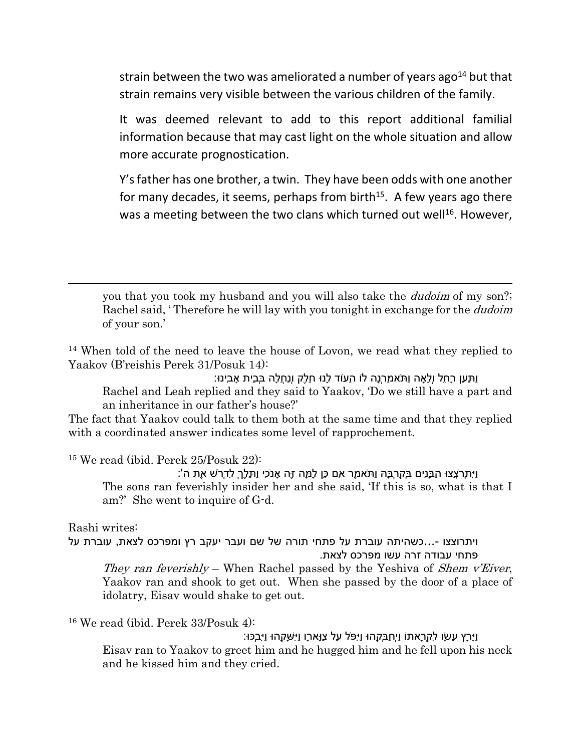strain between the two was ameliorated a number of years ago[14] but that strain remains very visible between the various children of the family.

It was deemed relevant to add to this report additional familial information because that may cast light on the whole situation and allow more accurate prognostication.

Y's father has one brother, a twin. They have been odds with one another for many decades, it seems, perhaps from birth[15]. A few years ago there was a meeting between the two clans which turned out well[16]. However,

---

you that you took my husband and you will also take the *dudoim* of my son?; Rachel said, 'Therefore he will lay with you tonight in exchange for the *dudoim* of your son.'

[14] When told of the need to leave the house of Lovon, we read what they replied to Yaakov (B'reishis Perek 31/Posuk 14):

וַתַּעַן רָחֵל וְלֵאָה וַתֹּאמַרְנָה לוֹ הַעוֹד לָנוּ חֵלֶק וְנַחֲלָה בְּבֵית אָבִינוּ:

Rachel and Leah replied and they said to Yaakov, 'Do we still have a part and an inheritance in our father's house?'

The fact that Yaakov could talk to them both at the same time and that they replied with a coordinated answer indicates some level of rapprochement.

[15] We read (ibid. Perek 25/Posuk 22):

וַיִּתְרֹצְצוּ הַבָּנִים בְּקִרְבָּהּ וַתֹּאמֶר אִם כֵּן לָמָּה זֶּה אָנֹכִי וַתֵּלֶךְ לִדְרֹשׁ אֶת ה':

The sons ran feverishly insider her and she said, 'If this is so, what is that I am?' She went to inquire of G-d.

Rashi writes:

ויתרוצצו -...כשהיתה עוברת על פתחי תורה של שם ועבר יעקב רץ ומפרכס לצאת, עוברת על פתחי עבודה זרה עשו מפרכס לצאת.

*They ran feverishly* – When Rachel passed by the Yeshiva of *Shem v'Eiver*, Yaakov ran and shook to get out. When she passed by the door of a place of idolatry, Eisav would shake to get out.

[16] We read (ibid. Perek 33/Posuk 4):

וַיָּרָץ עֵשָׂו לִקְרָאתוֹ וַיְחַבְּקֵהוּ וַיִּפֹּל עַל צַוָּארָו וַיִּשָּׁקֵהוּ וַיִּבְכּוּ:

Eisav ran to Yaakov to greet him and he hugged him and he fell upon his neck and he kissed him and they cried.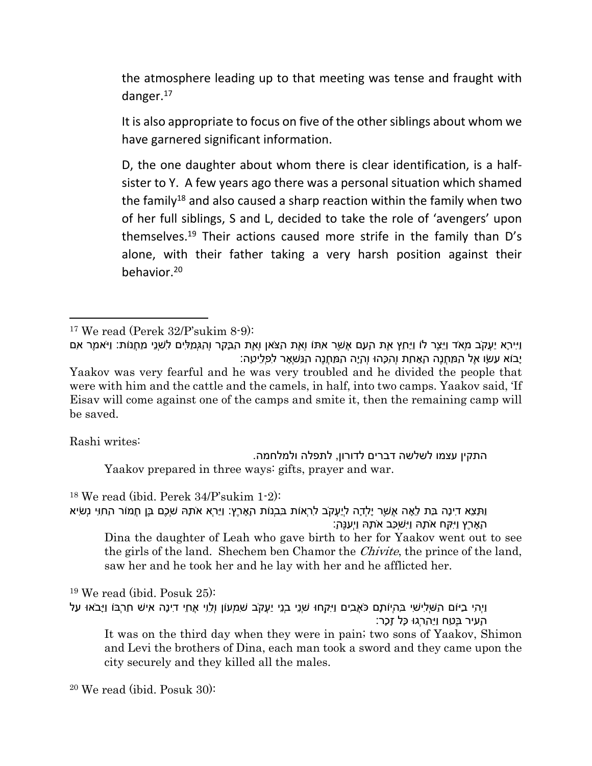the atmosphere leading up to that meeting was tense and fraught with danger.[17]

It is also appropriate to focus on five of the other siblings about whom we have garnered significant information.

D, the one daughter about whom there is clear identification, is a half-sister to Y. A few years ago there was a personal situation which shamed the family[18] and also caused a sharp reaction within the family when two of her full siblings, S and L, decided to take the role of 'avengers' upon themselves.[19] Their actions caused more strife in the family than D's alone, with their father taking a very harsh position against their behavior.[20]

---

[17] We read (Perek 32/P'sukim 8-9):

וַיִּירָא יַעֲקֹב מְאֹד וַיֵּצֶר לוֹ וַיַּחַץ אֶת הָעָם אֲשֶׁר אִתּוֹ וְאֶת הַצֹּאן וְאֶת הַבָּקָר וְהַגְּמַלִּים לִשְׁנֵי מַחֲנוֹת: וַיֹּאמֶר אִם יָבוֹא עֵשָׂו אֶל הַמַּחֲנֶה הָאַחַת וְהִכָּהוּ וְהָיָה הַמַּחֲנֶה הַנִּשְׁאָר לִפְלֵיטָה:

Yaakov was very fearful and he was very troubled and he divided the people that were with him and the cattle and the camels, in half, into two camps. Yaakov said, 'If Eisav will come against one of the camps and smite it, then the remaining camp will be saved.

Rashi writes:

התקין עצמו לשלשה דברים לדורון, לתפלה ולמלחמה.

Yaakov prepared in three ways: gifts, prayer and war.

[18] We read (ibid. Perek 34/P'sukim 1-2):

וַתֵּצֵא דִינָה בַּת לֵאָה אֲשֶׁר יָלְדָה לְיַעֲקֹב לִרְאוֹת בִּבְנוֹת הָאָרֶץ: וַיַּרְא אֹתָהּ שְׁכֶם בֶּן חֲמוֹר הַחִוִּי נְשִׂיא הָאָרֶץ וַיִּקַּח אֹתָהּ וַיִּשְׁכַּב אֹתָהּ וַיְעַנֶּהָ:

Dina the daughter of Leah who gave birth to her for Yaakov went out to see the girls of the land. Shechem ben Chamor the *Chivite*, the prince of the land, saw her and he took her and he lay with her and he afflicted her.

[19] We read (ibid. Posuk 25):

וַיְהִי בַיּוֹם הַשְּׁלִישִׁי בִּהְיוֹתָם כֹּאֲבִים וַיִּקְחוּ שְׁנֵי בְנֵי יַעֲקֹב שִׁמְעוֹן וְלֵוִי אֲחֵי דִינָה אִישׁ חַרְבּוֹ וַיָּבֹאוּ עַל הָעִיר בֶּטַח וַיַּהַרְגוּ כָּל זָכָר:

It was on the third day when they were in pain; two sons of Yaakov, Shimon and Levi the brothers of Dina, each man took a sword and they came upon the city securely and they killed all the males.

[20] We read (ibid. Posuk 30):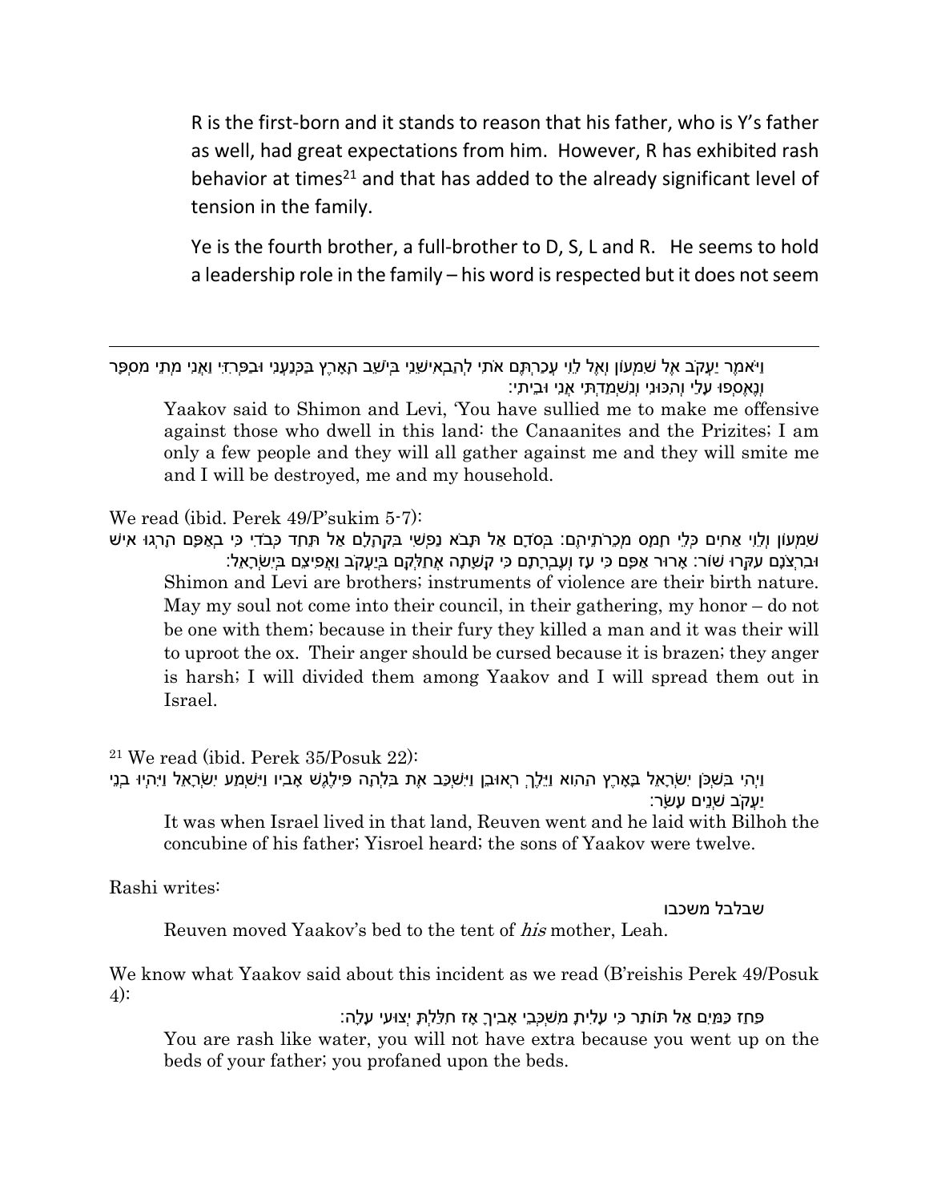R is the first-born and it stands to reason that his father, who is Y's father as well, had great expectations from him. However, R has exhibited rash behavior at times[21] and that has added to the already significant level of tension in the family.

Ye is the fourth brother, a full-brother to D, S, L and R. He seems to hold a leadership role in the family – his word is respected but it does not seem

---

וַיֹּאמֶר יַעֲקֹב אֶל שִׁמְעוֹן וְאֶל לֵוִי עֲכַרְתֶּם אֹתִי לְהַבְאִישֵׁנִי בְּיֹשֵׁב הָאָרֶץ בַּכְּנַעֲנִי וּבַפְּרִזִּי וַאֲנִי מְתֵי מִסְפָּר וְנֶאֶסְפוּ עָלַי וְהִכּוּנִי וְנִשְׁמַדְתִּי אֲנִי וּבֵיתִי:

Yaakov said to Shimon and Levi, 'You have sullied me to make me offensive against those who dwell in this land: the Canaanites and the Prizites; I am only a few people and they will all gather against me and they will smite me and I will be destroyed, me and my household.

We read (ibid. Perek 49/P'sukim 5-7):

שִׁמְעוֹן וְלֵוִי אַחִים כְּלֵי חָמָס מְכֵרֹתֵיהֶם: בְּסֹדָם אַל תָּבֹא נַפְשִׁי בִּקְהָלָם אַל תֵּחַד כְּבֹדִי כִּי בְאַפָּם הָרְגוּ אִישׁ וּבִרְצֹנָם עִקְּרוּ שׁוֹר: אָרוּר אַפָּם כִּי עָז וְעֶבְרָתָם כִּי קָשָׁתָה אֲחַלְּקֵם בְּיַעֲקֹב וַאֲפִיצֵם בְּיִשְׂרָאֵל:

Shimon and Levi are brothers; instruments of violence are their birth nature. May my soul not come into their council, in their gathering, my honor – do not be one with them; because in their fury they killed a man and it was their will to uproot the ox. Their anger should be cursed because it is brazen; they anger is harsh; I will divided them among Yaakov and I will spread them out in Israel.

[21] We read (ibid. Perek 35/Posuk 22):

וַיְהִי בִּשְׁכֹּן יִשְׂרָאֵל בָּאָרֶץ הַהִוא וַיֵּלֶךְ רְאוּבֵן וַיִּשְׁכַּב אֶת בִּלְהָה פִּילֶגֶשׁ אָבִיו וַיִּשְׁמַע יִשְׂרָאֵל וַיִּהְיוּ בְנֵי יַעֲקֹב שְׁנֵים עָשָׂר:

It was when Israel lived in that land, Reuven went and he laid with Bilhoh the concubine of his father; Yisroel heard; the sons of Yaakov were twelve.

Rashi writes:

שבלבל משכבו

Reuven moved Yaakov's bed to the tent of *his* mother, Leah.

We know what Yaakov said about this incident as we read (B'reishis Perek 49/Posuk 4):

פַּחַז כַּמַּיִם אַל תּוֹתַר כִּי עָלִיתָ מִשְׁכְּבֵי אָבִיךָ אָז חִלַּלְתָּ יְצוּעִי עָלָה:

You are rash like water, you will not have extra because you went up on the beds of your father; you profaned upon the beds.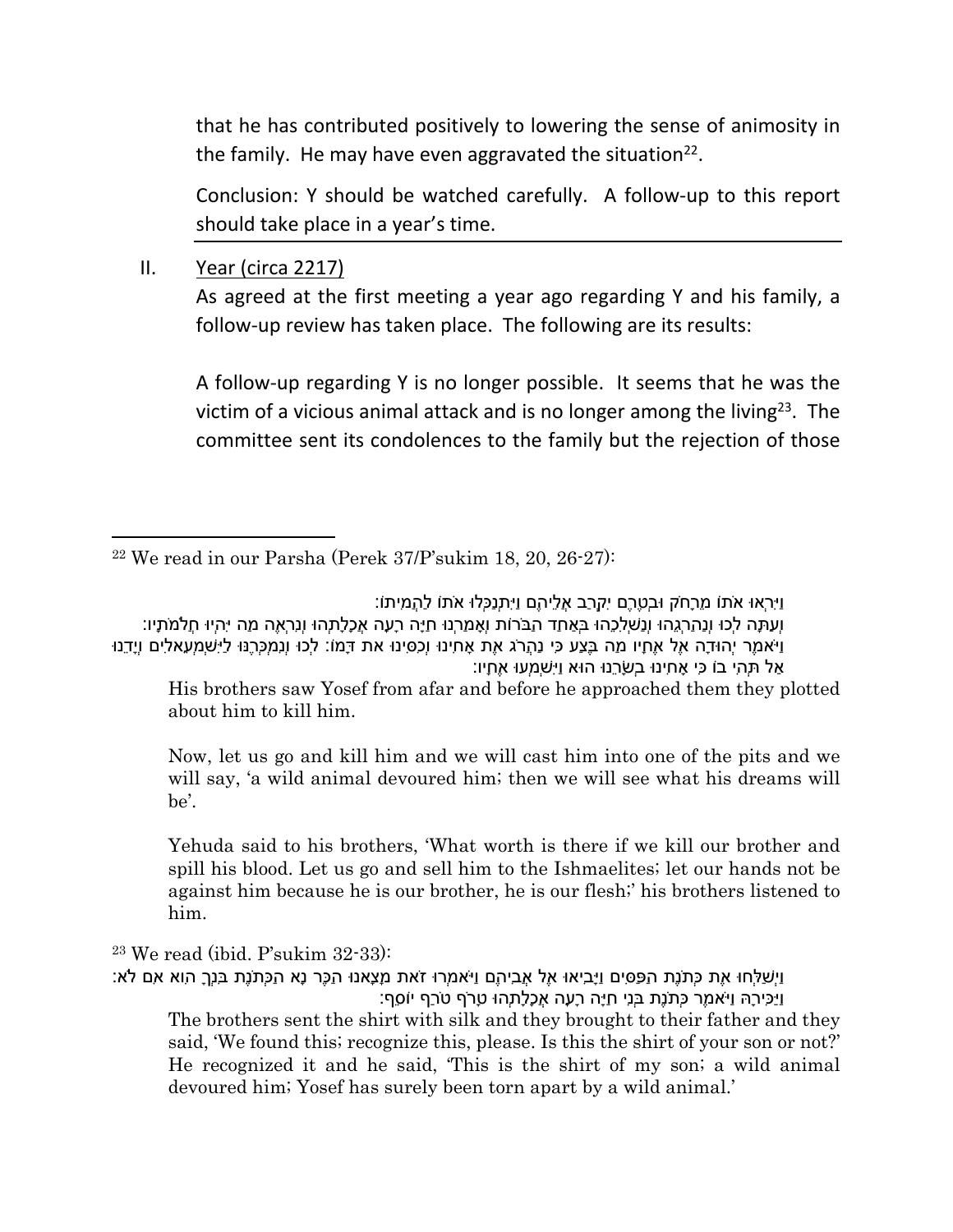that he has contributed positively to lowering the sense of animosity in the family. He may have even aggravated the situation[22].

Conclusion: Y should be watched carefully. A follow-up to this report should take place in a year's time.

---

II. Year (circa 2217)

As agreed at the first meeting a year ago regarding Y and his family, a follow-up review has taken place. The following are its results:

A follow-up regarding Y is no longer possible. It seems that he was the victim of a vicious animal attack and is no longer among the living[23]. The committee sent its condolences to the family but the rejection of those

---

[22] We read in our Parsha (Perek 37/P'sukim 18, 20, 26-27):

וַיִּרְאוּ אֹתוֹ מֵרָחֹק וּבְטֶרֶם יִקְרַב אֲלֵיהֶם וַיִּתְנַכְּלוּ אֹתוֹ לַהֲמִיתוֹ:
וְעַתָּה לְכוּ וְנַהַרְגֵהוּ וְנַשְׁלִכֵהוּ בְּאַחַד הַבֹּרוֹת וְאָמַרְנוּ חַיָּה רָעָה אֲכָלָתְהוּ וְנִרְאֶה מַה יִּהְיוּ חֲלֹמֹתָיו:
וַיֹּאמֶר יְהוּדָה אֶל אֶחָיו מַה בֶּצַע כִּי נַהֲרֹג אֶת אָחִינוּ וְכִסִּינוּ את דָּמוֹ: לְכוּ וְנִמְכְּרֶנּוּ לַיִּשְׁמְעֵאלִים וְיָדֵנוּ אַל תְּהִי בוֹ כִּי אָחִינוּ בְשָׂרֵנוּ הוּא וַיִּשְׁמְעוּ אֶחָיו:

His brothers saw Yosef from afar and before he approached them they plotted about him to kill him.

Now, let us go and kill him and we will cast him into one of the pits and we will say, 'a wild animal devoured him; then we will see what his dreams will be'.

Yehuda said to his brothers, 'What worth is there if we kill our brother and spill his blood. Let us go and sell him to the Ishmaelites; let our hands not be against him because he is our brother, he is our flesh;' his brothers listened to him.

[23] We read (ibid. P'sukim 32-33):

וַיְשַׁלְּחוּ אֶת כְּתֹנֶת הַפַּסִּים וַיָּבִיאוּ אֶל אֲבִיהֶם וַיֹּאמְרוּ זֹאת מָצָאנוּ הַכֶּר נָא הַכְּתֹנֶת בִּנְךָ הִוא אִם לֹא:
וַיַּכִּירָהּ וַיֹּאמֶר כְּתֹנֶת בְּנִי חַיָּה רָעָה אֲכָלָתְהוּ טָרֹף טֹרַף יוֹסֵף:

The brothers sent the shirt with silk and they brought to their father and they said, 'We found this; recognize this, please. Is this the shirt of your son or not?' He recognized it and he said, 'This is the shirt of my son; a wild animal devoured him; Yosef has surely been torn apart by a wild animal.'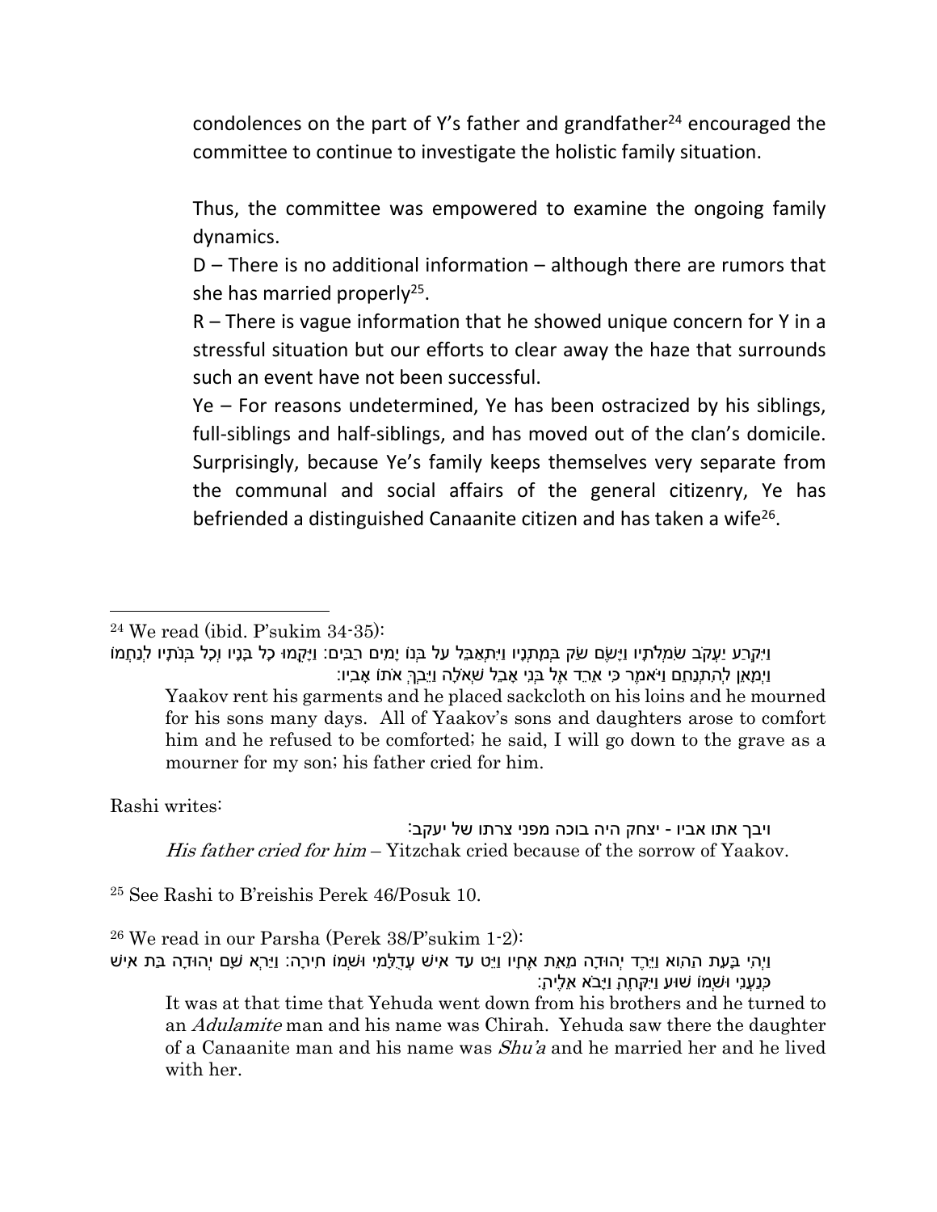condolences on the part of Y's father and grandfather[24] encouraged the committee to continue to investigate the holistic family situation.

Thus, the committee was empowered to examine the ongoing family dynamics.

D – There is no additional information – although there are rumors that she has married properly[25].

R – There is vague information that he showed unique concern for Y in a stressful situation but our efforts to clear away the haze that surrounds such an event have not been successful.

Ye – For reasons undetermined, Ye has been ostracized by his siblings, full-siblings and half-siblings, and has moved out of the clan's domicile. Surprisingly, because Ye's family keeps themselves very separate from the communal and social affairs of the general citizenry, Ye has befriended a distinguished Canaanite citizen and has taken a wife[26].

---

[24] We read (ibid. P'sukim 34-35):

וַיִּקְרַע יַעֲקֹב שִׂמְלֹתָיו וַיָּשֶׂם שַׂק בְּמָתְנָיו וַיִּתְאַבֵּל עַל בְּנוֹ יָמִים רַבִּים: וַיָּקֻמוּ כָל בָּנָיו וְכָל בְּנֹתָיו לְנַחֲמוֹ וַיְמָאֵן לְהִתְנַחֵם וַיֹּאמֶר כִּי אֵרֵד אֶל בְּנִי אָבֵל שְׁאֹלָה וַיֵּבְךְּ אֹתוֹ אָבִיו:

Yaakov rent his garments and he placed sackcloth on his loins and he mourned for his sons many days. All of Yaakov's sons and daughters arose to comfort him and he refused to be comforted; he said, I will go down to the grave as a mourner for my son; his father cried for him.

Rashi writes:

ויבך אתו אביו - יצחק היה בוכה מפני צרתו של יעקב:

*His father cried for him* – Yitzchak cried because of the sorrow of Yaakov.

[25] See Rashi to B'reishis Perek 46/Posuk 10.

[26] We read in our Parsha (Perek 38/P'sukim 1-2):

וַיְהִי בָּעֵת הַהִוא וַיֵּרֶד יְהוּדָה מֵאֵת אֶחָיו וַיֵּט עַד אִישׁ עֲדֻלָּמִי וּשְׁמוֹ חִירָה: וַיַּרְא שָׁם יְהוּדָה בַּת אִישׁ כְּנַעֲנִי וּשְׁמוֹ שׁוּעַ וַיִּקָּחֶהָ וַיָּבֹא אֵלֶיהָ:

It was at that time that Yehuda went down from his brothers and he turned to an *Adulamite* man and his name was Chirah. Yehuda saw there the daughter of a Canaanite man and his name was *Shu'a* and he married her and he lived with her.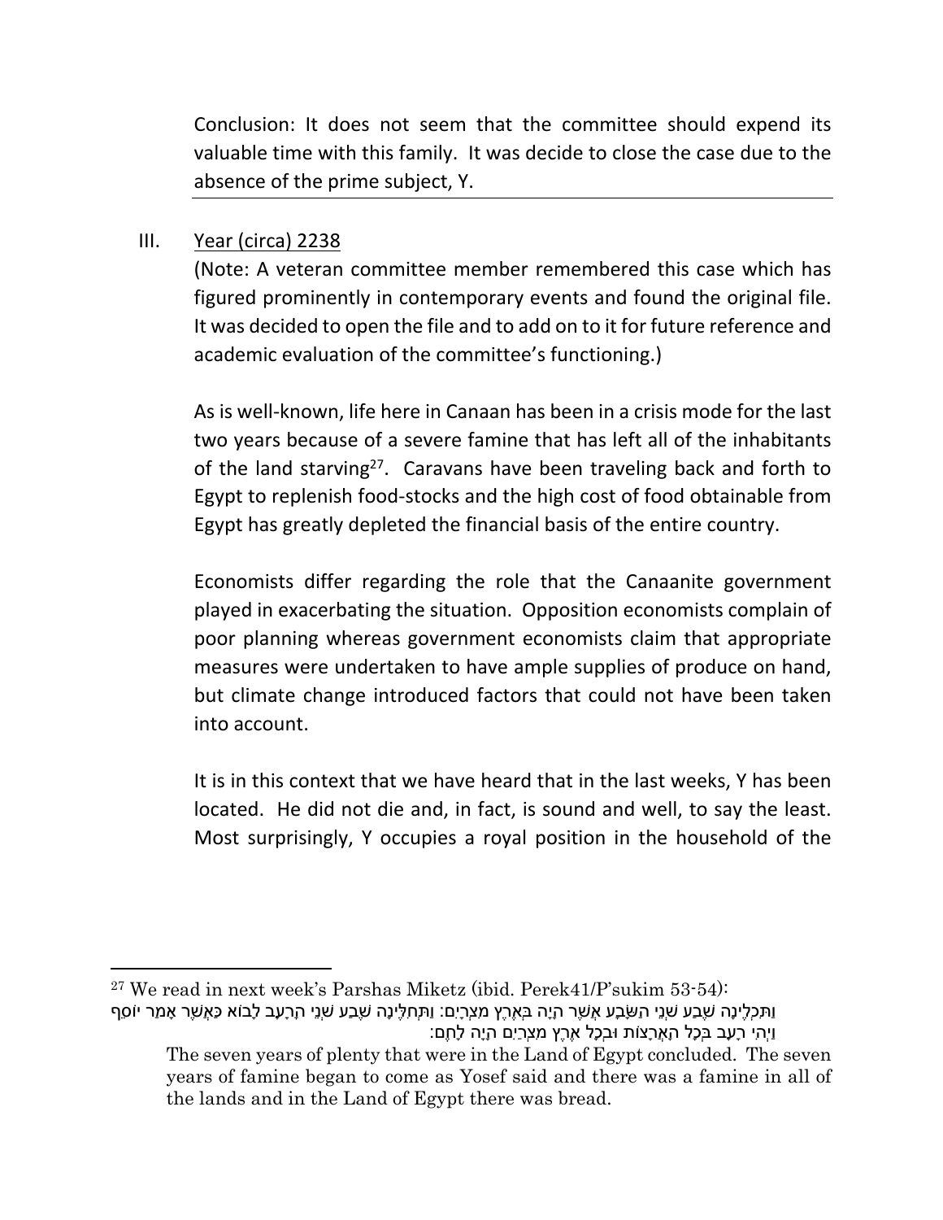Conclusion: It does not seem that the committee should expend its valuable time with this family. It was decide to close the case due to the absence of the prime subject, Y.

III. Year (circa) 2238

(Note: A veteran committee member remembered this case which has figured prominently in contemporary events and found the original file. It was decided to open the file and to add on to it for future reference and academic evaluation of the committee's functioning.)

As is well-known, life here in Canaan has been in a crisis mode for the last two years because of a severe famine that has left all of the inhabitants of the land starving[27]. Caravans have been traveling back and forth to Egypt to replenish food-stocks and the high cost of food obtainable from Egypt has greatly depleted the financial basis of the entire country.

Economists differ regarding the role that the Canaanite government played in exacerbating the situation. Opposition economists complain of poor planning whereas government economists claim that appropriate measures were undertaken to have ample supplies of produce on hand, but climate change introduced factors that could not have been taken into account.

It is in this context that we have heard that in the last weeks, Y has been located. He did not die and, in fact, is sound and well, to say the least. Most surprisingly, Y occupies a royal position in the household of the

---

[27] We read in next week's Parshas Miketz (ibid. Perek41/P'sukim 53-54):

וַתִּכְלֶינָה שֶׁבַע שְׁנֵי הַשָּׂבָע אֲשֶׁר הָיָה בְּאֶרֶץ מִצְרָיִם: וַתְּחִלֶּינָה שֶׁבַע שְׁנֵי הָרָעָב לָבוֹא כַּאֲשֶׁר אָמַר יוֹסֵף וַיְהִי רָעָב בְּכָל הָאֲרָצוֹת וּבְכָל אֶרֶץ מִצְרַיִם הָיָה לָחֶם:

The seven years of plenty that were in the Land of Egypt concluded. The seven years of famine began to come as Yosef said and there was a famine in all of the lands and in the Land of Egypt there was bread.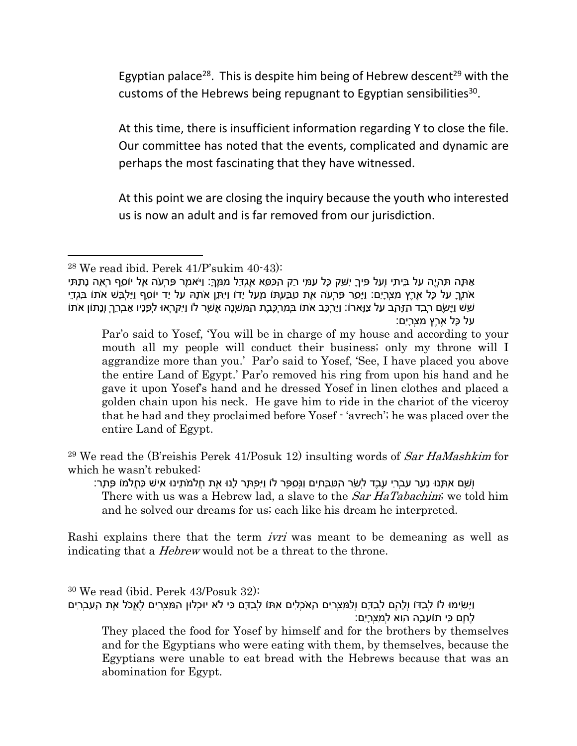Egyptian palace[28]. This is despite him being of Hebrew descent[29] with the customs of the Hebrews being repugnant to Egyptian sensibilities[30].

At this time, there is insufficient information regarding Y to close the file. Our committee has noted that the events, complicated and dynamic are perhaps the most fascinating that they have witnessed.

At this point we are closing the inquiry because the youth who interested us is now an adult and is far removed from our jurisdiction.

---

[28] We read ibid. Perek 41/P'sukim 40-43):

אַתָּה תִּהְיֶה עַל בֵּיתִי וְעַל פִּיךָ יִשַּׁק כָּל עַמִּי רַק הַכִּסֵּא אֶגְדַּל מִמֶּךָּ: וַיֹּאמֶר פַּרְעֹה אֶל יוֹסֵף רְאֵה נָתַתִּי אֹתְךָ עַל כָּל אֶרֶץ מִצְרָיִם: וַיָּסַר פַּרְעֹה אֶת טַבַּעְתּוֹ מֵעַל יָדוֹ וַיִּתֵּן אֹתָהּ עַל יַד יוֹסֵף וַיַּלְבֵּשׁ אֹתוֹ בִּגְדֵי שֵׁשׁ וַיָּשֶׂם רְבִד הַזָּהָב עַל צַוָּארוֹ: וַיַּרְכֵּב אֹתוֹ בְּמִרְכֶּבֶת הַמִּשְׁנֶה אֲשֶׁר לוֹ וַיִּקְרְאוּ לְפָנָיו אַבְרֵךְ וְנָתוֹן אֹתוֹ עַל כָּל אֶרֶץ מִצְרָיִם:

Par'o said to Yosef, 'You will be in charge of my house and according to your mouth all my people will conduct their business; only my throne will I aggrandize more than you.' Par'o said to Yosef, 'See, I have placed you above the entire Land of Egypt.' Par'o removed his ring from upon his hand and he gave it upon Yosef's hand and he dressed Yosef in linen clothes and placed a golden chain upon his neck. He gave him to ride in the chariot of the viceroy that he had and they proclaimed before Yosef - 'avrech'; he was placed over the entire Land of Egypt.

[29] We read the (B'reishis Perek 41/Posuk 12) insulting words of *Sar HaMashkim* for which he wasn't rebuked:

וְשָׁם אִתָּנוּ נַעַר עִבְרִי עֶבֶד לְשַׂר הַטַּבָּחִים וַנְּסַפֶּר לוֹ וַיִּפְתָּר לָנוּ אֶת חֲלֹמֹתֵינוּ אִישׁ כַּחֲלֹמוֹ פָּתָר:

There with us was a Hebrew lad, a slave to the *Sar HaTabachim*; we told him and he solved our dreams for us; each like his dream he interpreted.

Rashi explains there that the term *ivri* was meant to be demeaning as well as indicating that a *Hebrew* would not be a threat to the throne.

[30] We read (ibid. Perek 43/Posuk 32):

וַיָּשִׂימוּ לוֹ לְבַדּוֹ וְלָהֶם לְבַדָּם וְלַמִּצְרִים הָאֹכְלִים אִתּוֹ לְבַדָּם כִּי לֹא יוּכְלוּן הַמִּצְרִים לֶאֱכֹל אֶת הָעִבְרִים לֶחֶם כִּי תוֹעֵבָה הִוא לְמִצְרָיִם:

They placed the food for Yosef by himself and for the brothers by themselves and for the Egyptians who were eating with them, by themselves, because the Egyptians were unable to eat bread with the Hebrews because that was an abomination for Egypt.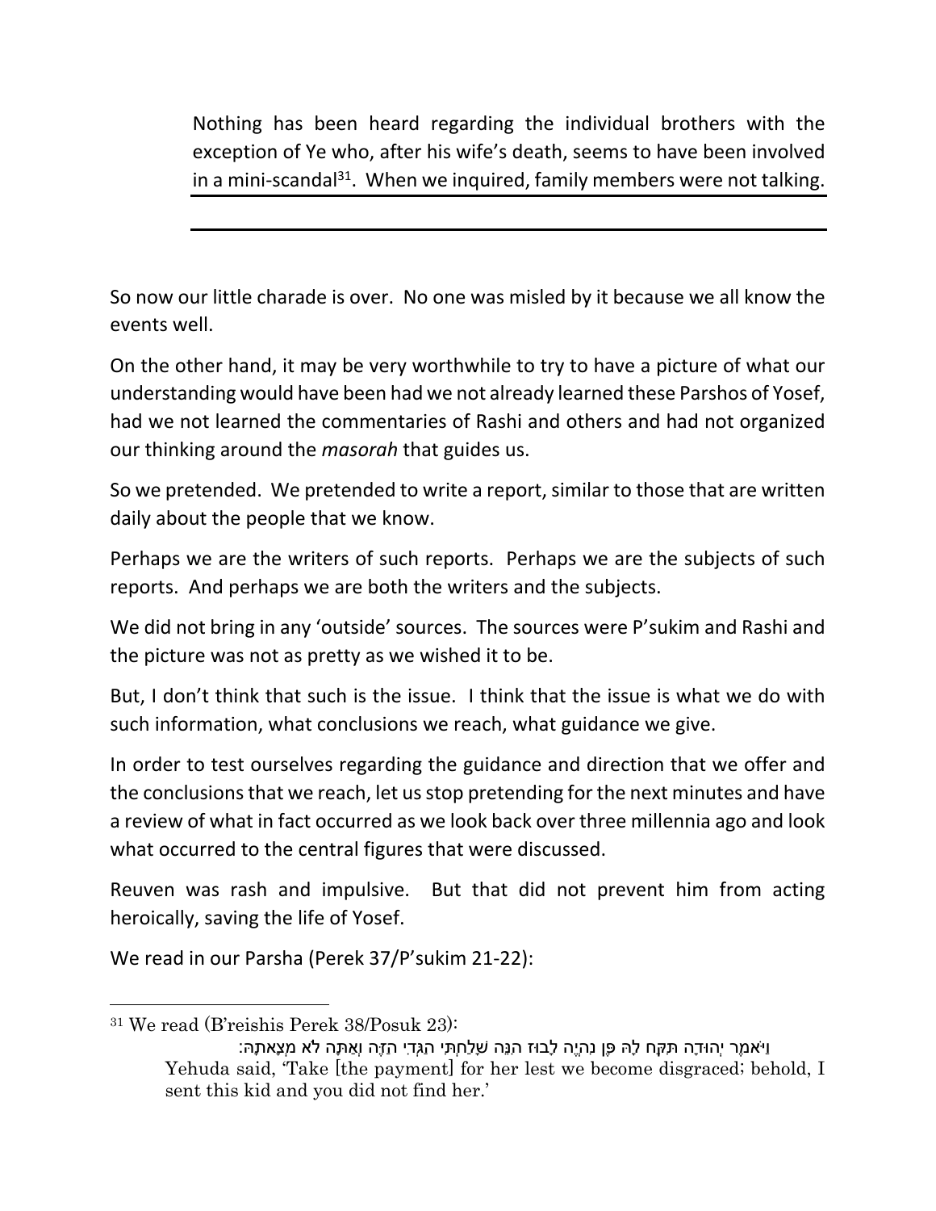Nothing has been heard regarding the individual brothers with the exception of Ye who, after his wife's death, seems to have been involved in a mini-scandal[31]. When we inquired, family members were not talking.

---

So now our little charade is over. No one was misled by it because we all know the events well.

On the other hand, it may be very worthwhile to try to have a picture of what our understanding would have been had we not already learned these Parshos of Yosef, had we not learned the commentaries of Rashi and others and had not organized our thinking around the *masorah* that guides us.

So we pretended. We pretended to write a report, similar to those that are written daily about the people that we know.

Perhaps we are the writers of such reports. Perhaps we are the subjects of such reports. And perhaps we are both the writers and the subjects.

We did not bring in any 'outside' sources. The sources were P'sukim and Rashi and the picture was not as pretty as we wished it to be.

But, I don't think that such is the issue. I think that the issue is what we do with such information, what conclusions we reach, what guidance we give.

In order to test ourselves regarding the guidance and direction that we offer and the conclusions that we reach, let us stop pretending for the next minutes and have a review of what in fact occurred as we look back over three millennia ago and look what occurred to the central figures that were discussed.

Reuven was rash and impulsive. But that did not prevent him from acting heroically, saving the life of Yosef.

We read in our Parsha (Perek 37/P'sukim 21-22):

---

[31] We read (B'reishis Perek 38/Posuk 23):

וַיֹּאמֶר יְהוּדָה תִּקַּח לָהּ פֶּן נִהְיֶה לָבוּז הִנֵּה שָׁלַחְתִּי הַגְּדִי הַזֶּה וְאַתָּה לֹא מְצָאתָהּ:

Yehuda said, 'Take [the payment] for her lest we become disgraced; behold, I sent this kid and you did not find her.'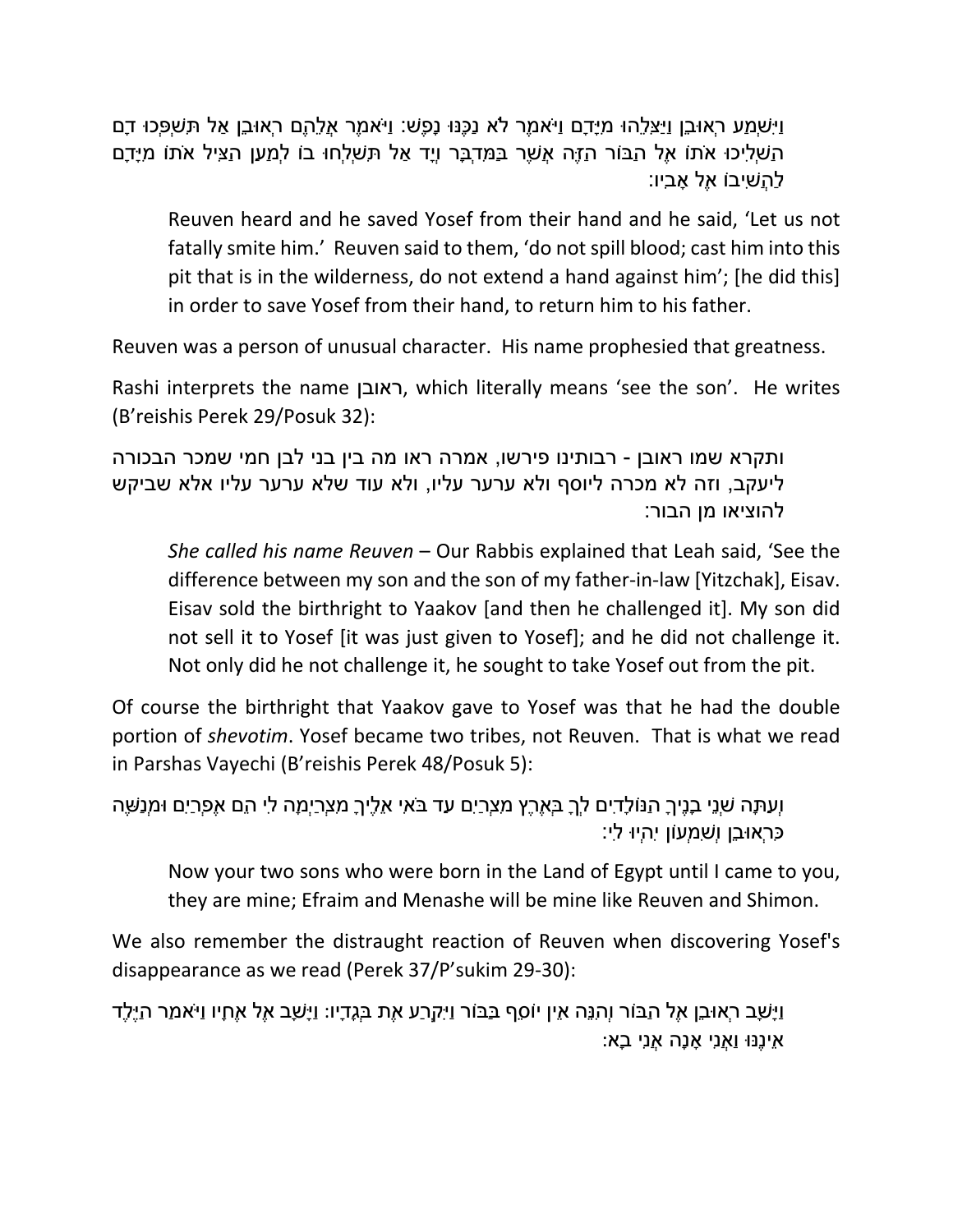וַיִּשְׁמַע רְאוּבֵן וַיַּצִּלֵהוּ מִיָּדָם וַיֹּאמֶר לֹא נַכֶּנּוּ נָפֶשׁ: וַיֹּאמֶר אֲלֵהֶם רְאוּבֵן אַל תִּשְׁפְּכוּ דָם הַשְׁלִיכוּ אֹתוֹ אֶל הַבּוֹר הַזֶּה אֲשֶׁר בַּמִּדְבָּר וְיָד אַל תִּשְׁלְחוּ בוֹ לְמַעַן הַצִּיל אֹתוֹ מִיָּדָם לַהֲשִׁיבוֹ אֶל אָבִיו:

> Reuven heard and he saved Yosef from their hand and he said, 'Let us not fatally smite him.' Reuven said to them, 'do not spill blood; cast him into this pit that is in the wilderness, do not extend a hand against him'; [he did this] in order to save Yosef from their hand, to return him to his father.

Reuven was a person of unusual character. His name prophesied that greatness.

Rashi interprets the name ראובן, which literally means 'see the son'. He writes (B'reishis Perek 29/Posuk 32):

ותקרא שמו ראובן - רבותינו פירשו, אמרה ראו מה בין בני לבן חמי שמכר הבכורה ליעקב, וזה לא מכרה ליוסף ולא ערער עליו, ולא עוד שלא ערער עליו אלא שביקש להוציאו מן הבור:

> *She called his name Reuven* – Our Rabbis explained that Leah said, 'See the difference between my son and the son of my father-in-law [Yitzchak], Eisav. Eisav sold the birthright to Yaakov [and then he challenged it]. My son did not sell it to Yosef [it was just given to Yosef]; and he did not challenge it. Not only did he not challenge it, he sought to take Yosef out from the pit.

Of course the birthright that Yaakov gave to Yosef was that he had the double portion of *shevotim*. Yosef became two tribes, not Reuven. That is what we read in Parshas Vayechi (B'reishis Perek 48/Posuk 5):

וְעַתָּה שְׁנֵי בָנֶיךָ הַנּוֹלָדִים לְךָ בְּאֶרֶץ מִצְרַיִם עַד בֹּאִי אֵלֶיךָ מִצְרַיְמָה לִי הֵם אֶפְרַיִם וּמְנַשֶּׁה כִּרְאוּבֵן וְשִׁמְעוֹן יִהְיוּ לִי:

> Now your two sons who were born in the Land of Egypt until I came to you, they are mine; Efraim and Menashe will be mine like Reuven and Shimon.

We also remember the distraught reaction of Reuven when discovering Yosef's disappearance as we read (Perek 37/P'sukim 29-30):

וַיָּשָׁב רְאוּבֵן אֶל הַבּוֹר וְהִנֵּה אֵין יוֹסֵף בַּבּוֹר וַיִּקְרַע אֶת בְּגָדָיו: וַיָּשָׁב אֶל אֶחָיו וַיֹּאמַר הַיֶּלֶד אֵינֶנּוּ וַאֲנִי אָנָה אֲנִי בָא: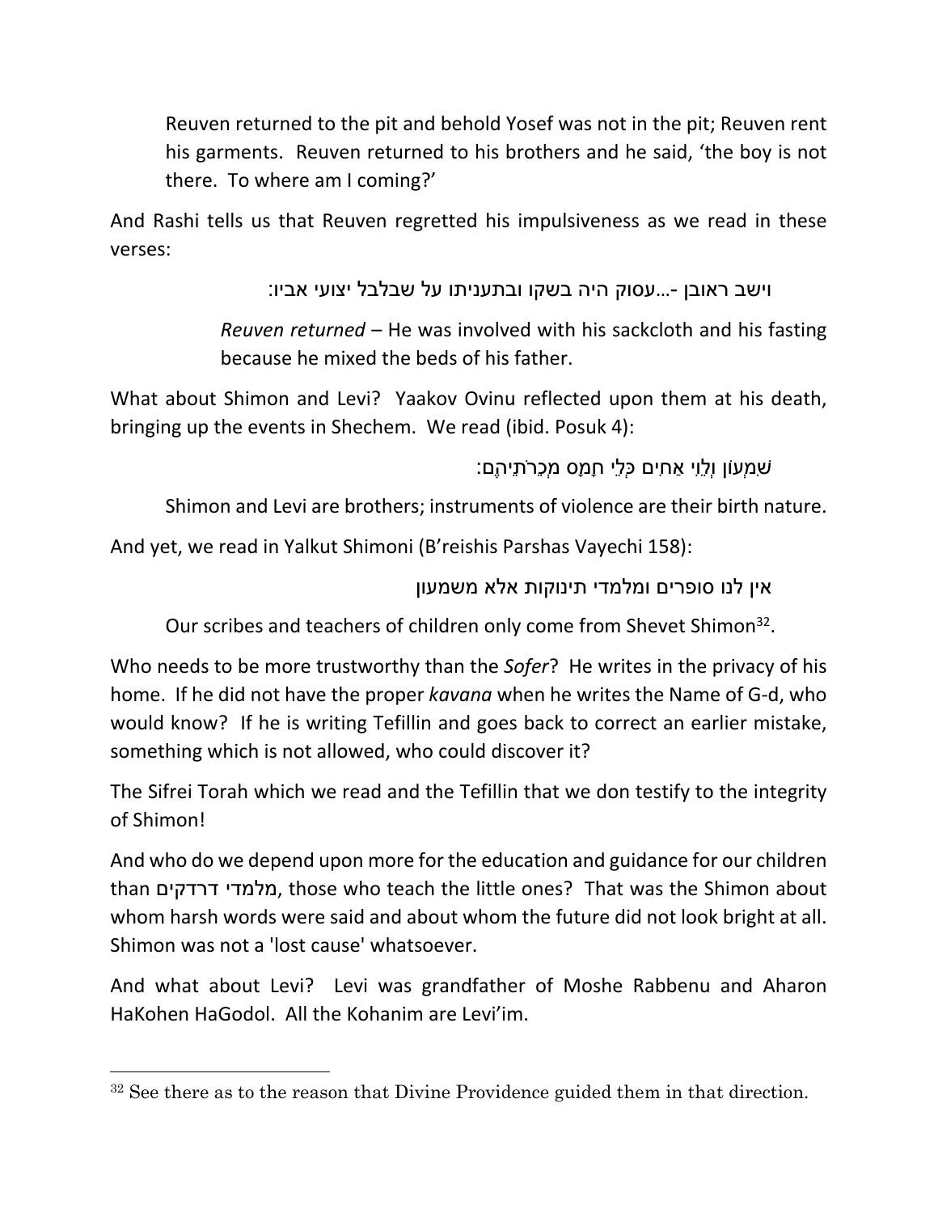Reuven returned to the pit and behold Yosef was not in the pit; Reuven rent his garments. Reuven returned to his brothers and he said, 'the boy is not there. To where am I coming?'

And Rashi tells us that Reuven regretted his impulsiveness as we read in these verses:

וישב ראובן -...עסוק היה בשקו ובתעניתו על שבלבל יצועי אביו:

*Reuven returned* – He was involved with his sackcloth and his fasting because he mixed the beds of his father.

What about Shimon and Levi? Yaakov Ovinu reflected upon them at his death, bringing up the events in Shechem. We read (ibid. Posuk 4):

שִׁמְעוֹן וְלֵוִי אַחִים כְּלֵי חָמָס מְכֵרֹתֵיהֶם:

Shimon and Levi are brothers; instruments of violence are their birth nature.

And yet, we read in Yalkut Shimoni (B'reishis Parshas Vayechi 158):

אין לנו סופרים ומלמדי תינוקות אלא משמעון

Our scribes and teachers of children only come from Shevet Shimon[32].

Who needs to be more trustworthy than the *Sofer*? He writes in the privacy of his home. If he did not have the proper *kavana* when he writes the Name of G-d, who would know? If he is writing Tefillin and goes back to correct an earlier mistake, something which is not allowed, who could discover it?

The Sifrei Torah which we read and the Tefillin that we don testify to the integrity of Shimon!

And who do we depend upon more for the education and guidance for our children than מלמדי דרדקים, those who teach the little ones? That was the Shimon about whom harsh words were said and about whom the future did not look bright at all. Shimon was not a 'lost cause' whatsoever.

And what about Levi? Levi was grandfather of Moshe Rabbenu and Aharon HaKohen HaGodol. All the Kohanim are Levi'im.

---

[32] See there as to the reason that Divine Providence guided them in that direction.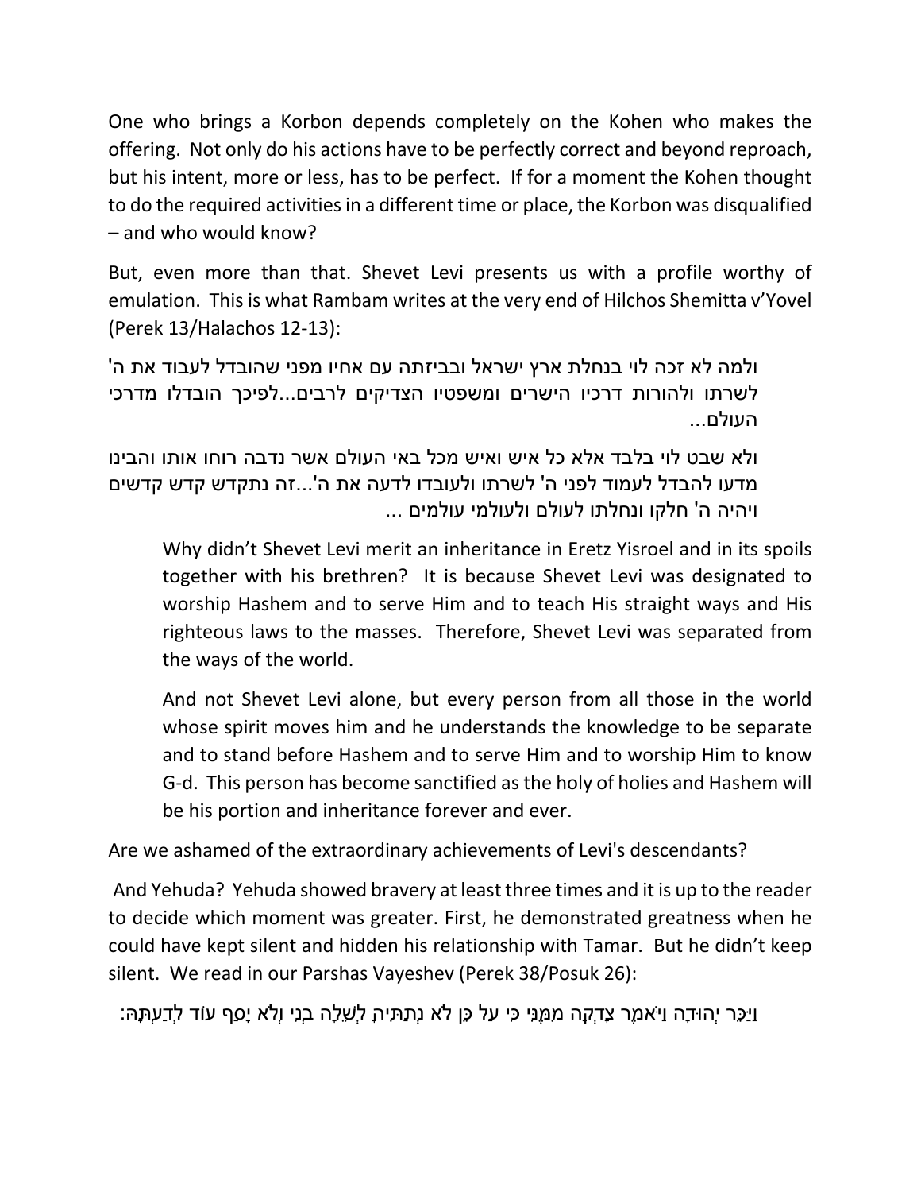One who brings a Korbon depends completely on the Kohen who makes the offering. Not only do his actions have to be perfectly correct and beyond reproach, but his intent, more or less, has to be perfect. If for a moment the Kohen thought to do the required activities in a different time or place, the Korbon was disqualified – and who would know?

But, even more than that. Shevet Levi presents us with a profile worthy of emulation. This is what Rambam writes at the very end of Hilchos Shemitta v'Yovel (Perek 13/Halachos 12-13):

> ולמה לא זכה לוי בנחלת ארץ ישראל ובביזתה עם אחיו מפני שהובדל לעבוד את ה' לשרתו ולהורות דרכיו הישרים ומשפטיו הצדיקים לרבים...לפיכך הובדלו מדרכי העולם...
>
> ולא שבט לוי בלבד אלא כל איש ואיש מכל באי העולם אשר נדבה רוחו אותו והבינו מדעו להבדל לעמוד לפני ה' לשרתו ולעובדו לדעה את ה'...זה נתקדש קדש קדשים ויהיה ה' חלקו ונחלתו לעולם ולעולמי עולמים ...
>
> Why didn't Shevet Levi merit an inheritance in Eretz Yisroel and in its spoils together with his brethren? It is because Shevet Levi was designated to worship Hashem and to serve Him and to teach His straight ways and His righteous laws to the masses. Therefore, Shevet Levi was separated from the ways of the world.
>
> And not Shevet Levi alone, but every person from all those in the world whose spirit moves him and he understands the knowledge to be separate and to stand before Hashem and to serve Him and to worship Him to know G-d. This person has become sanctified as the holy of holies and Hashem will be his portion and inheritance forever and ever.

Are we ashamed of the extraordinary achievements of Levi's descendants?

And Yehuda? Yehuda showed bravery at least three times and it is up to the reader to decide which moment was greater. First, he demonstrated greatness when he could have kept silent and hidden his relationship with Tamar. But he didn't keep silent. We read in our Parshas Vayeshev (Perek 38/Posuk 26):

> וַיַּכֵּר יְהוּדָה וַיֹּאמֶר צָדְקָה מִמֶּנִּי כִּי עַל כֵּן לֹא נְתַתִּיהָ לְשֵׁלָה בְנִי וְלֹא יָסַף עוֹד לְדַעְתָּהּ: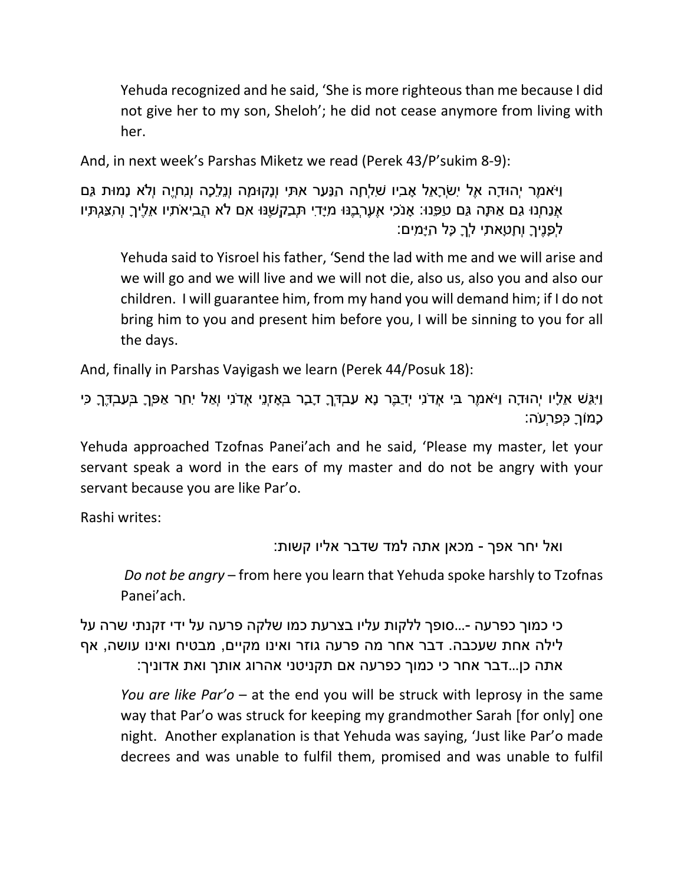> Yehuda recognized and he said, 'She is more righteous than me because I did not give her to my son, Sheloh'; he did not cease anymore from living with her.

And, in next week's Parshas Miketz we read (Perek 43/P'sukim 8-9):

> וַיֹּאמֶר יְהוּדָה אֶל יִשְׂרָאֵל אָבִיו שִׁלְחָה הַנַּעַר אִתִּי וְנָקוּמָה וְנֵלֵכָה וְנִחְיֶה וְלֹא נָמוּת גַּם אֲנַחְנוּ גַם אַתָּה גַּם טַפֵּנוּ: אָנֹכִי אֶעֶרְבֶנּוּ מִיָּדִי תְּבַקְשֶׁנּוּ אִם לֹא הֲבִיאֹתִיו אֵלֶיךָ וְהִצַּגְתִּיו לְפָנֶיךָ וְחָטָאתִי לְךָ כָּל הַיָּמִים:
>
> Yehuda said to Yisroel his father, 'Send the lad with me and we will arise and we will go and we will live and we will not die, also us, also you and also our children. I will guarantee him, from my hand you will demand him; if I do not bring him to you and present him before you, I will be sinning to you for all the days.

And, finally in Parshas Vayigash we learn (Perek 44/Posuk 18):

> וַיִּגַּשׁ אֵלָיו יְהוּדָה וַיֹּאמֶר בִּי אֲדֹנִי יְדַבֶּר נָא עַבְדְּךָ דָבָר בְּאָזְנֵי אֲדֹנִי וְאַל יִחַר אַפְּךָ בְּעַבְדֶּךָ כִּי כָמוֹךָ כְּפַרְעֹה:

Yehuda approached Tzofnas Panei'ach and he said, 'Please my master, let your servant speak a word in the ears of my master and do not be angry with your servant because you are like Par'o.

Rashi writes:

> ואל יחר אפך - מכאן אתה למד שדבר אליו קשות:
>
> *Do not be angry* – from here you learn that Yehuda spoke harshly to Tzofnas Panei'ach.

> כי כמוך כפרעה -...סופך ללקות עליו בצרעת כמו שלקה פרעה על ידי זקנתי שרה על לילה אחת שעכבה. דבר אחר מה פרעה גוזר ואינו מקיים, מבטיח ואינו עושה, אף אתה כן...דבר אחר כי כמוך כפרעה אם תקניטני אהרוג אותך ואת אדוניך:
>
> *You are like Par'o* – at the end you will be struck with leprosy in the same way that Par'o was struck for keeping my grandmother Sarah [for only] one night. Another explanation is that Yehuda was saying, 'Just like Par'o made decrees and was unable to fulfil them, promised and was unable to fulfil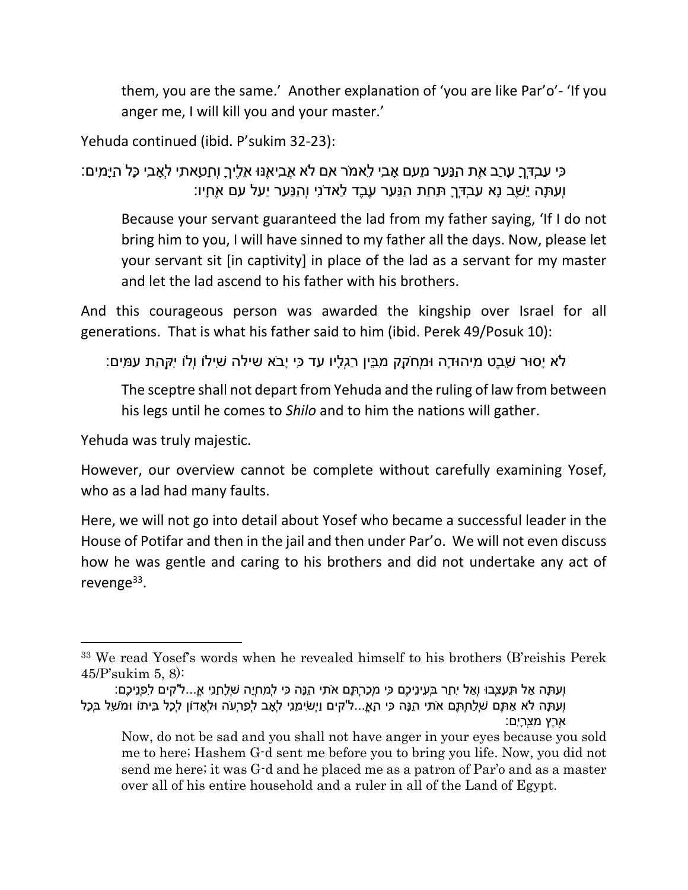them, you are the same.' Another explanation of 'you are like Par'o'- 'If you anger me, I will kill you and your master.'

Yehuda continued (ibid. P'sukim 32-23):

כִּי עַבְדְּךָ עָרַב אֶת הַנַּעַר מֵעִם אָבִי לֵאמֹר אִם לֹא אֲבִיאֶנּוּ אֵלֶיךָ וְחָטָאתִי לְאָבִי כָּל הַיָּמִים:
וְעַתָּה יֵשֶׁב נָא עַבְדְּךָ תַּחַת הַנַּעַר עֶבֶד לַאדֹנִי וְהַנַּעַר יַעַל עִם אֶחָיו:

> Because your servant guaranteed the lad from my father saying, 'If I do not bring him to you, I will have sinned to my father all the days. Now, please let your servant sit [in captivity] in place of the lad as a servant for my master and let the lad ascend to his father with his brothers.

And this courageous person was awarded the kingship over Israel for all generations. That is what his father said to him (ibid. Perek 49/Posuk 10):

לֹא יָסוּר שֵׁבֶט מִיהוּדָה וּמְחֹקֵק מִבֵּין רַגְלָיו עַד כִּי יָבֹא שִׁילֹה שִׁילוֹ וְלוֹ יִקְּהַת עַמִּים:

> The sceptre shall not depart from Yehuda and the ruling of law from between his legs until he comes to *Shilo* and to him the nations will gather.

Yehuda was truly majestic.

However, our overview cannot be complete without carefully examining Yosef, who as a lad had many faults.

Here, we will not go into detail about Yosef who became a successful leader in the House of Potifar and then in the jail and then under Par'o. We will not even discuss how he was gentle and caring to his brothers and did not undertake any act of revenge[33].

---

[33] We read Yosef's words when he revealed himself to his brothers (B'reishis Perek 45/P'sukim 5, 8):

וְעַתָּה אַל תֵּעָצְבוּ וְאַל יִחַר בְּעֵינֵיכֶם כִּי מְכַרְתֶּם אֹתִי הֵנָּה כִּי לְמִחְיָה שְׁלָחַנִי אֱ...ל"קים לִפְנֵיכֶם:
וְעַתָּה לֹא אַתֶּם שְׁלַחְתֶּם אֹתִי הֵנָּה כִּי הָאֱ...ל'קים וַיְשִׂימֵנִי לְאָב לְפַרְעֹה וּלְאָדוֹן לְכָל בֵּיתוֹ וּמֹשֵׁל בְּכָל אֶרֶץ מִצְרָיִם:

> Now, do not be sad and you shall not have anger in your eyes because you sold me to here; Hashem G-d sent me before you to bring you life. Now, you did not send me here; it was G-d and he placed me as a patron of Par'o and as a master over all of his entire household and a ruler in all of the Land of Egypt.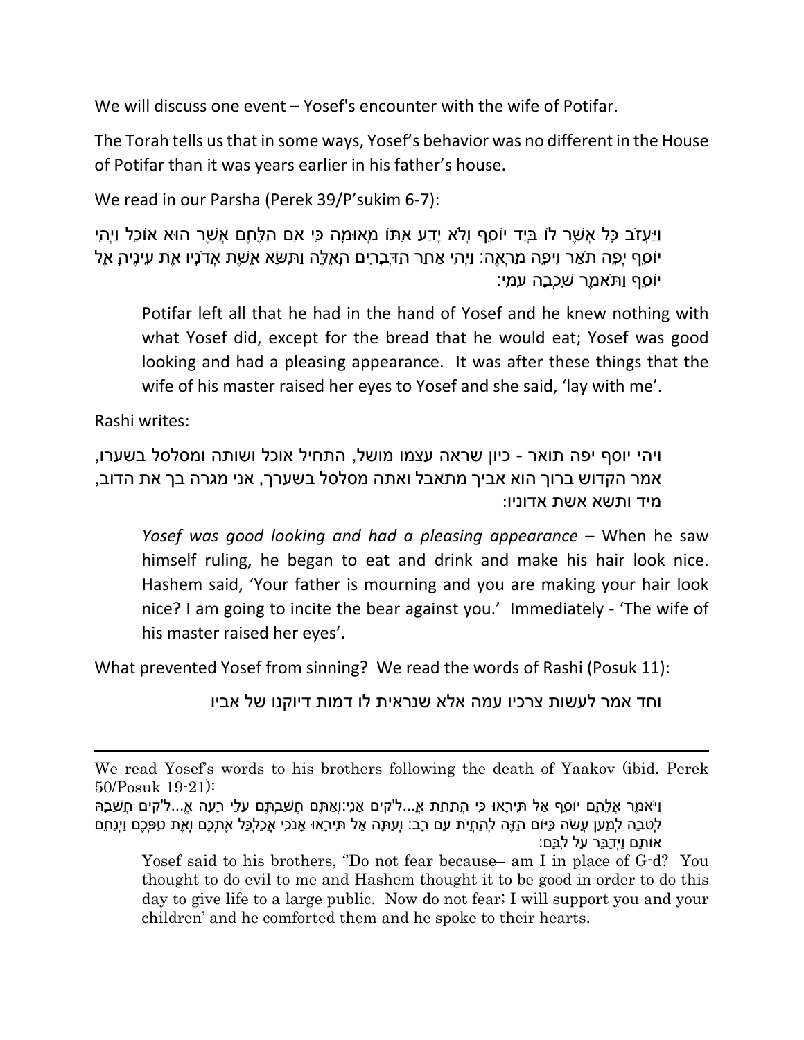We will discuss one event – Yosef's encounter with the wife of Potifar.

The Torah tells us that in some ways, Yosef's behavior was no different in the House of Potifar than it was years earlier in his father's house.

We read in our Parsha (Perek 39/P'sukim 6-7):

> וַיַּעֲזֹב כָּל אֲשֶׁר לוֹ בְּיַד יוֹסֵף וְלֹא יָדַע אִתּוֹ מְאוּמָה כִּי אִם הַלֶּחֶם אֲשֶׁר הוּא אוֹכֵל וַיְהִי יוֹסֵף יְפֵה תֹאַר וִיפֵה מַרְאֶה: וַיְהִי אַחַר הַדְּבָרִים הָאֵלֶּה וַתִּשָּׂא אֵשֶׁת אֲדֹנָיו אֶת עֵינֶיהָ אֶל יוֹסֵף וַתֹּאמֶר שִׁכְבָה עִמִּי:
>
> Potifar left all that he had in the hand of Yosef and he knew nothing with what Yosef did, except for the bread that he would eat; Yosef was good looking and had a pleasing appearance. It was after these things that the wife of his master raised her eyes to Yosef and she said, 'lay with me'.

Rashi writes:

> ויהי יוסף יפה תואר - כיון שראה עצמו מושל, התחיל אוכל ושותה ומסלסל בשערו, אמר הקדוש ברוך הוא אביך מתאבל ואתה מסלסל בשערך, אני מגרה בך את הדוב, מיד ותשא אשת אדוניו:
>
> *Yosef was good looking and had a pleasing appearance* – When he saw himself ruling, he began to eat and drink and make his hair look nice. Hashem said, 'Your father is mourning and you are making your hair look nice? I am going to incite the bear against you.' Immediately - 'The wife of his master raised her eyes'.

What prevented Yosef from sinning? We read the words of Rashi (Posuk 11):

> וחד אמר לעשות צרכיו עמה אלא שנראית לו דמות דיוקנו של אביו

---

We read Yosef's words to his brothers following the death of Yaakov (ibid. Perek 50/Posuk 19-21):

> וַיֹּאמֶר אֲלֵהֶם יוֹסֵף אַל תִּירָאוּ כִּי הֲתַחַת אֱ...ל"קים אָנִי:וְאַתֶּם חֲשַׁבְתֶּם עָלַי רָעָה אֱ...ל"קים חֲשָׁבָהּ לְטֹבָה לְמַעַן עֲשֹׂה כַּיּוֹם הַזֶּה לְהַחֲיֹת עַם רָב: וְעַתָּה אַל תִּירָאוּ אָנֹכִי אֲכַלְכֵּל אֶתְכֶם וְאֶת טַפְּכֶם וַיְנַחֵם אוֹתָם וַיְדַבֵּר עַל לִבָּם:
>
> Yosef said to his brothers, "Do not fear because– am I in place of G-d? You thought to do evil to me and Hashem thought it to be good in order to do this day to give life to a large public. Now do not fear; I will support you and your children' and he comforted them and he spoke to their hearts.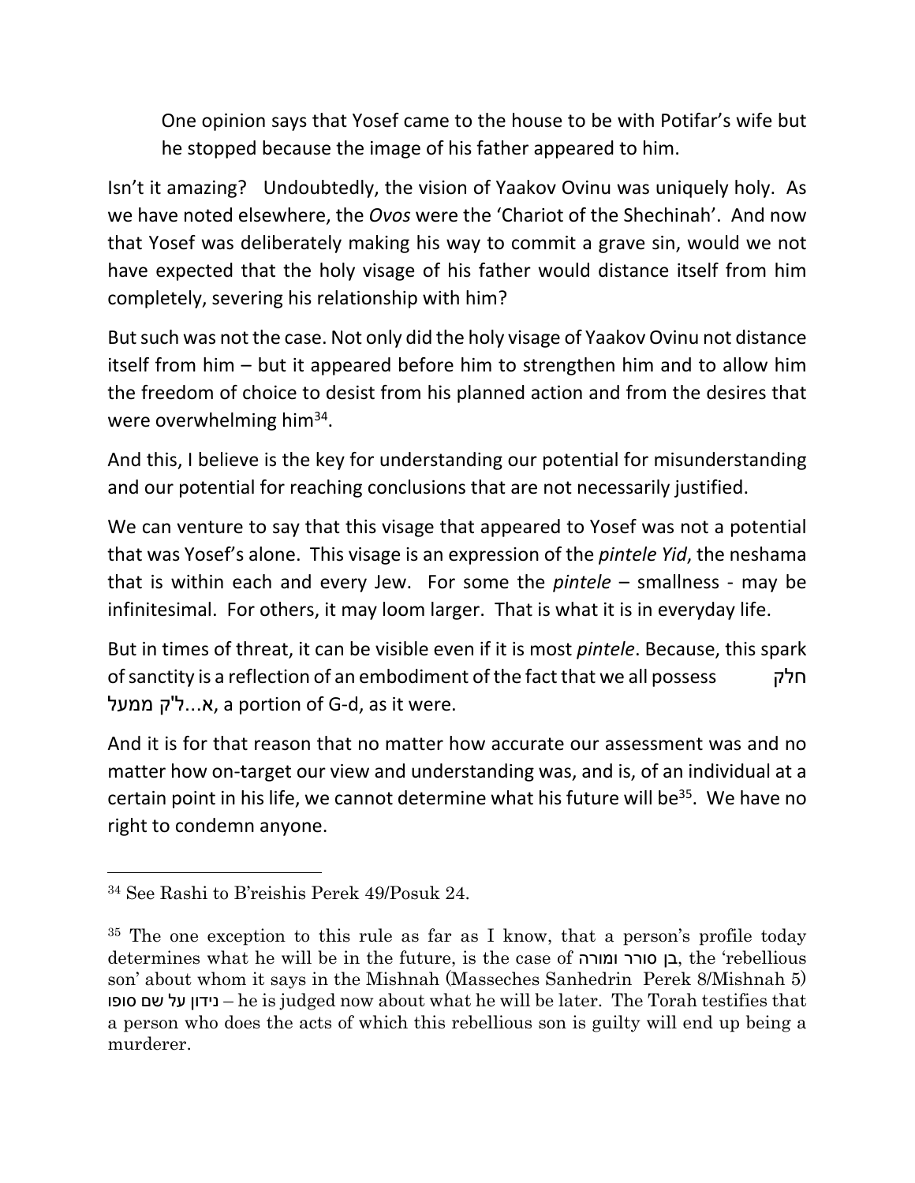> One opinion says that Yosef came to the house to be with Potifar's wife but he stopped because the image of his father appeared to him.

Isn't it amazing? Undoubtedly, the vision of Yaakov Ovinu was uniquely holy. As we have noted elsewhere, the *Ovos* were the 'Chariot of the Shechinah'. And now that Yosef was deliberately making his way to commit a grave sin, would we not have expected that the holy visage of his father would distance itself from him completely, severing his relationship with him?

But such was not the case. Not only did the holy visage of Yaakov Ovinu not distance itself from him – but it appeared before him to strengthen him and to allow him the freedom of choice to desist from his planned action and from the desires that were overwhelming him[34].

And this, I believe is the key for understanding our potential for misunderstanding and our potential for reaching conclusions that are not necessarily justified.

We can venture to say that this visage that appeared to Yosef was not a potential that was Yosef's alone. This visage is an expression of the *pintele Yid*, the neshama that is within each and every Jew. For some the *pintele* – smallness - may be infinitesimal. For others, it may loom larger. That is what it is in everyday life.

But in times of threat, it can be visible even if it is most *pintele*. Because, this spark of sanctity is a reflection of an embodiment of the fact that we all possess חלק א...ל"ק ממעל, a portion of G-d, as it were.

And it is for that reason that no matter how accurate our assessment was and no matter how on-target our view and understanding was, and is, of an individual at a certain point in his life, we cannot determine what his future will be[35]. We have no right to condemn anyone.

---

[34] See Rashi to B'reishis Perek 49/Posuk 24.

[35] The one exception to this rule as far as I know, that a person's profile today determines what he will be in the future, is the case of בן סורר ומורה, the 'rebellious son' about whom it says in the Mishnah (Masseches Sanhedrin Perek 8/Mishnah 5) נידון על שם סופו – he is judged now about what he will be later. The Torah testifies that a person who does the acts of which this rebellious son is guilty will end up being a murderer.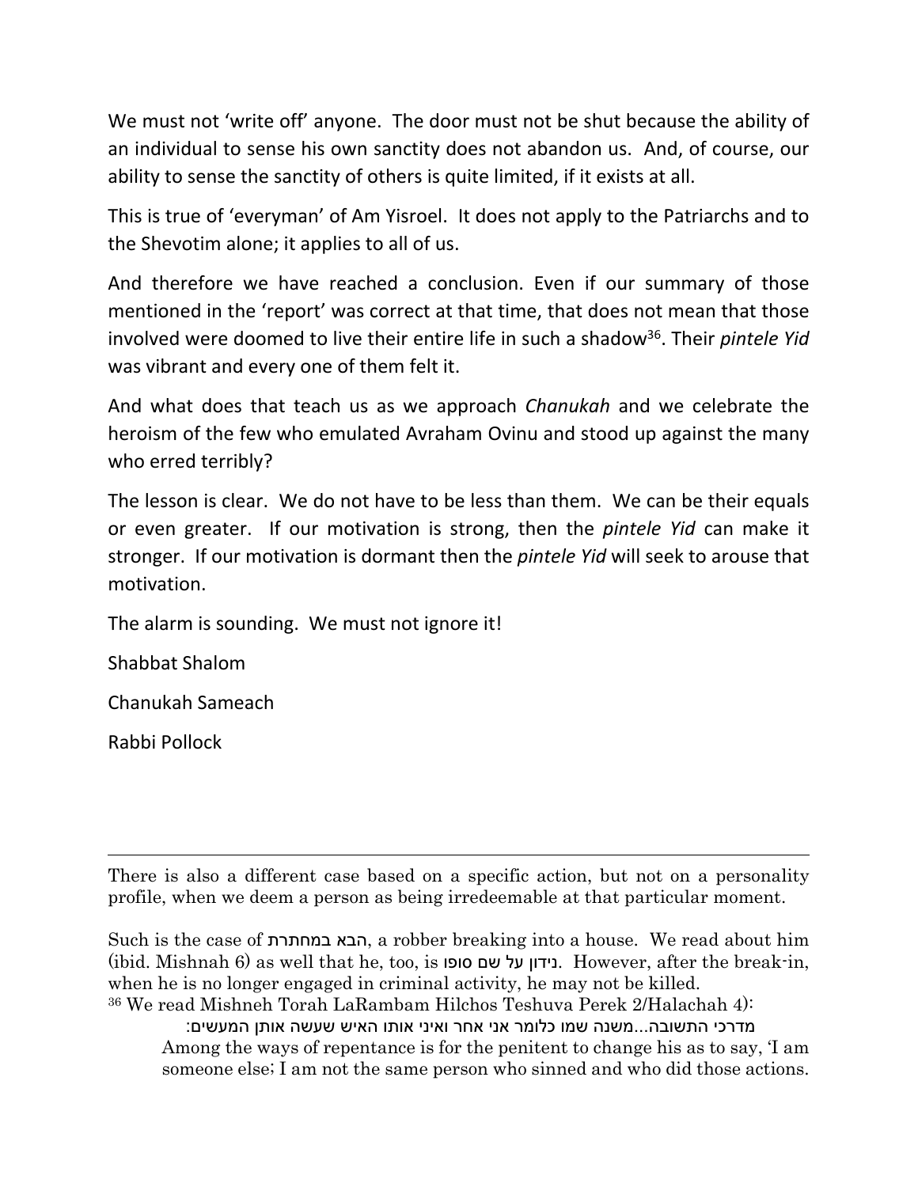We must not 'write off' anyone. The door must not be shut because the ability of an individual to sense his own sanctity does not abandon us. And, of course, our ability to sense the sanctity of others is quite limited, if it exists at all.

This is true of 'everyman' of Am Yisroel. It does not apply to the Patriarchs and to the Shevotim alone; it applies to all of us.

And therefore we have reached a conclusion. Even if our summary of those mentioned in the 'report' was correct at that time, that does not mean that those involved were doomed to live their entire life in such a shadow[36]. Their *pintele Yid* was vibrant and every one of them felt it.

And what does that teach us as we approach *Chanukah* and we celebrate the heroism of the few who emulated Avraham Ovinu and stood up against the many who erred terribly?

The lesson is clear. We do not have to be less than them. We can be their equals or even greater. If our motivation is strong, then the *pintele Yid* can make it stronger. If our motivation is dormant then the *pintele Yid* will seek to arouse that motivation.

The alarm is sounding. We must not ignore it!

Shabbat Shalom

Chanukah Sameach

Rabbi Pollock

---

There is also a different case based on a specific action, but not on a personality profile, when we deem a person as being irredeemable at that particular moment.

Such is the case of הבא במחתרת, a robber breaking into a house. We read about him (ibid. Mishnah 6) as well that he, too, is נידון על שם סופו. However, after the break-in, when he is no longer engaged in criminal activity, he may not be killed.

[36] We read Mishneh Torah LaRambam Hilchos Teshuva Perek 2/Halachah 4):

מדרכי התשובה...משנה שמו כלומר אני אחר ואיני אותו האיש שעשה אותן המעשים:

Among the ways of repentance is for the penitent to change his as to say, 'I am someone else; I am not the same person who sinned and who did those actions.